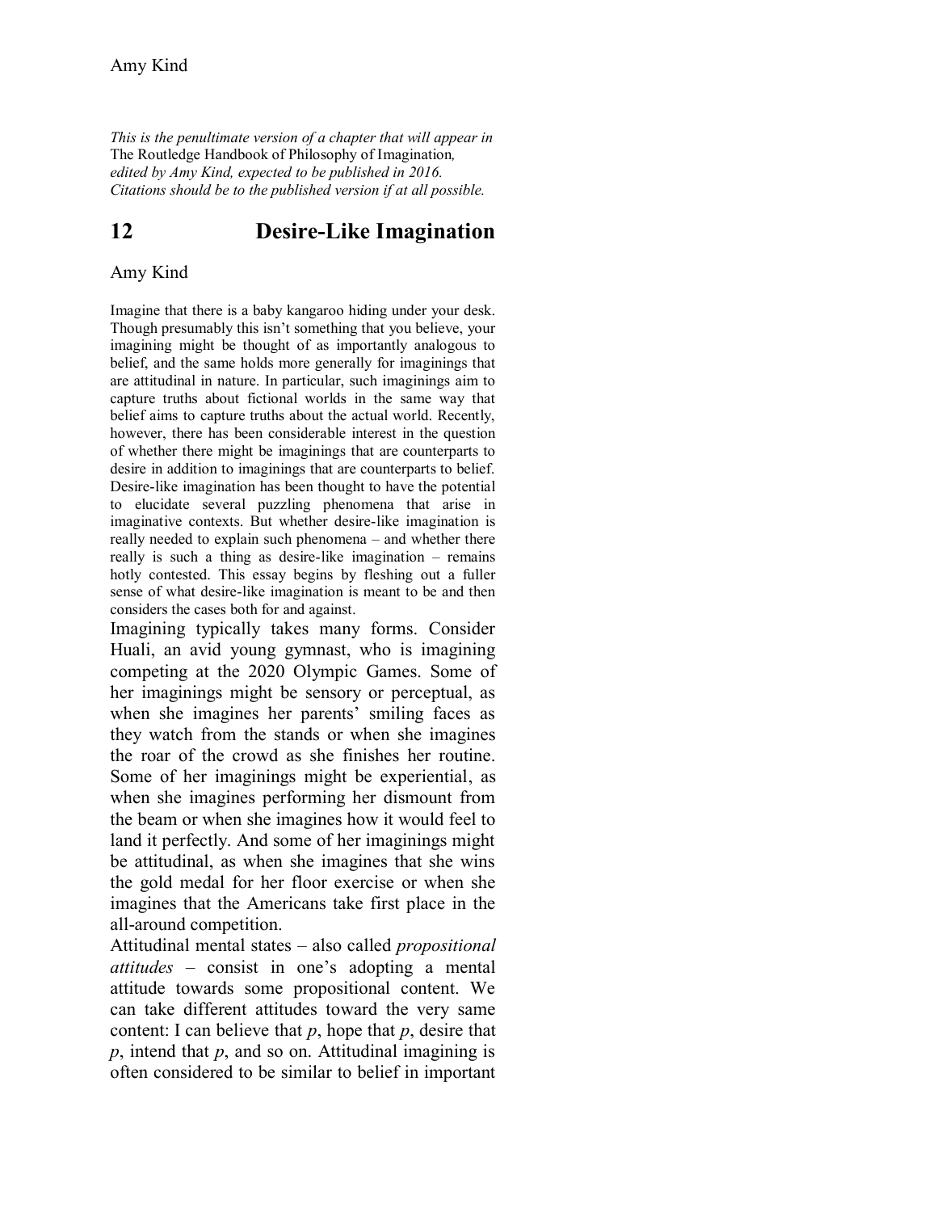*This is the penultimate version of a chapter that will appear in* The Routledge Handbook of Philosophy of Imagination*, edited by Amy Kind, expected to be published in 2016. Citations should be to the published version if at all possible.*

# 12 Desire-Like Imagination

Amy Kind

Imagine that there is a baby kangaroo hiding under your desk. Though presumably this isn't something that you believe, your imagining might be thought of as importantly analogous to belief, and the same holds more generally for imaginings that are attitudinal in nature. In particular, such imaginings aim to capture truths about fictional worlds in the same way that belief aims to capture truths about the actual world. Recently, however, there has been considerable interest in the question of whether there might be imaginings that are counterparts to desire in addition to imaginings that are counterparts to belief. Desire-like imagination has been thought to have the potential to elucidate several puzzling phenomena that arise in imaginative contexts. But whether desire-like imagination is really needed to explain such phenomena – and whether there really is such a thing as desire-like imagination – remains hotly contested. This essay begins by fleshing out a fuller sense of what desire-like imagination is meant to be and then considers the cases both for and against.

Imagining typically takes many forms. Consider Huali, an avid young gymnast, who is imagining competing at the 2020 Olympic Games. Some of her imaginings might be sensory or perceptual, as when she imagines her parents' smiling faces as they watch from the stands or when she imagines the roar of the crowd as she finishes her routine. Some of her imaginings might be experiential, as when she imagines performing her dismount from the beam or when she imagines how it would feel to land it perfectly. And some of her imaginings might be attitudinal, as when she imagines that she wins the gold medal for her floor exercise or when she imagines that the Americans take first place in the all-around competition.

Attitudinal mental states – also called *propositional attitudes* – consist in one's adopting a mental attitude towards some propositional content. We can take different attitudes toward the very same content: I can believe that *p*, hope that *p*, desire that *p*, intend that *p*, and so on. Attitudinal imagining is often considered to be similar to belief in important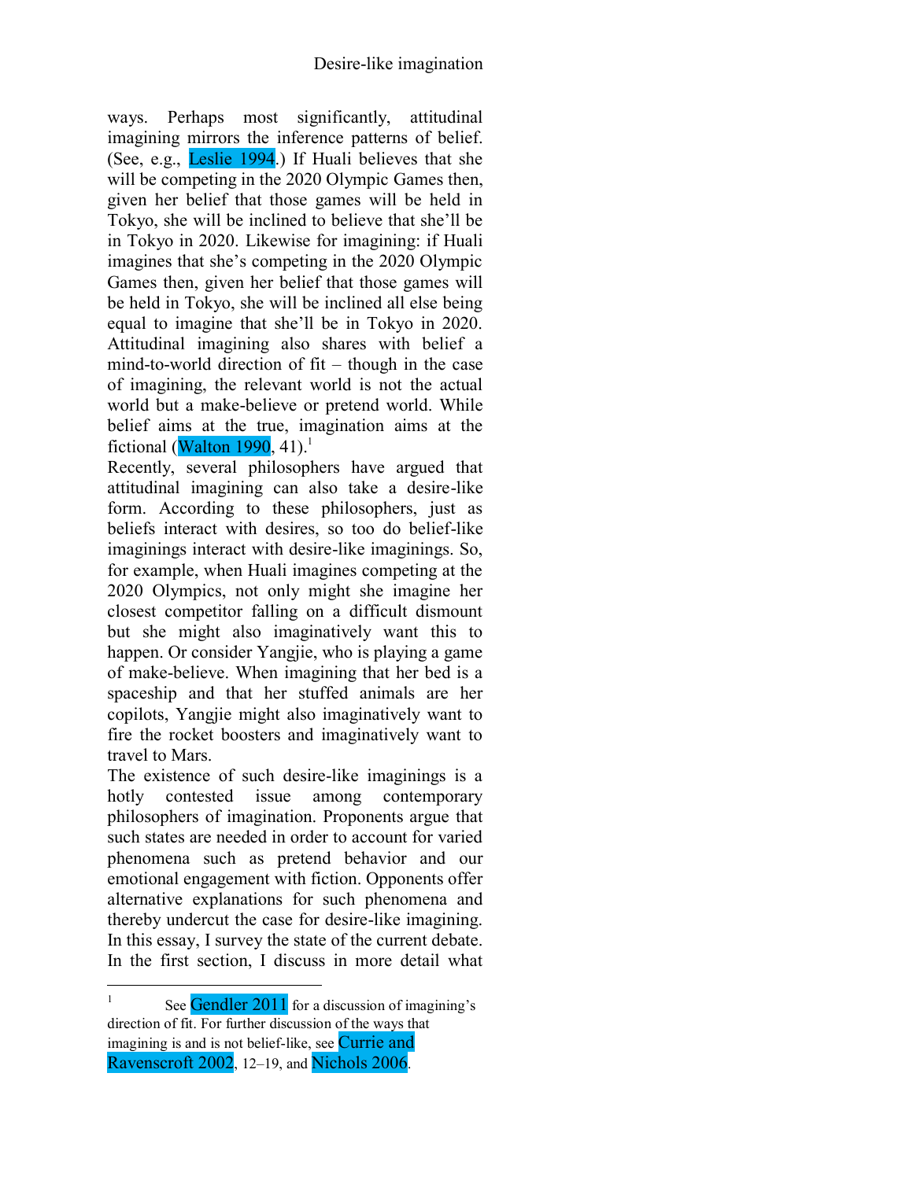ways. Perhaps most significantly, attitudinal imagining mirrors the inference patterns of belief. (See, e.g., Leslie 1994.) If Huali believes that she will be competing in the 2020 Olympic Games then, given her belief that those games will be held in Tokyo, she will be inclined to believe that she'll be in Tokyo in 2020. Likewise for imagining: if Huali imagines that she's competing in the 2020 Olympic Games then, given her belief that those games will be held in Tokyo, she will be inclined all else being equal to imagine that she'll be in Tokyo in 2020. Attitudinal imagining also shares with belief a mind-to-world direction of fit – though in the case of imagining, the relevant world is not the actual world but a make-believe or pretend world. While belief aims at the true, imagination aims at the fictional (Walton 1990, 41).[1]

Recently, several philosophers have argued that attitudinal imagining can also take a desire-like form. According to these philosophers, just as beliefs interact with desires, so too do belief-like imaginings interact with desire-like imaginings. So, for example, when Huali imagines competing at the 2020 Olympics, not only might she imagine her closest competitor falling on a difficult dismount but she might also imaginatively want this to happen. Or consider Yangjie, who is playing a game of make-believe. When imagining that her bed is a spaceship and that her stuffed animals are her copilots, Yangjie might also imaginatively want to fire the rocket boosters and imaginatively want to travel to Mars.

The existence of such desire-like imaginings is a hotly contested issue among contemporary philosophers of imagination. Proponents argue that such states are needed in order to account for varied phenomena such as pretend behavior and our emotional engagement with fiction. Opponents offer alternative explanations for such phenomena and thereby undercut the case for desire-like imagining. In this essay, I survey the state of the current debate. In the first section, I discuss in more detail what

---

[1] See Gendler 2011 for a discussion of imagining's direction of fit. For further discussion of the ways that imagining is and is not belief-like, see Currie and Ravenscroft 2002, 12–19, and Nichols 2006.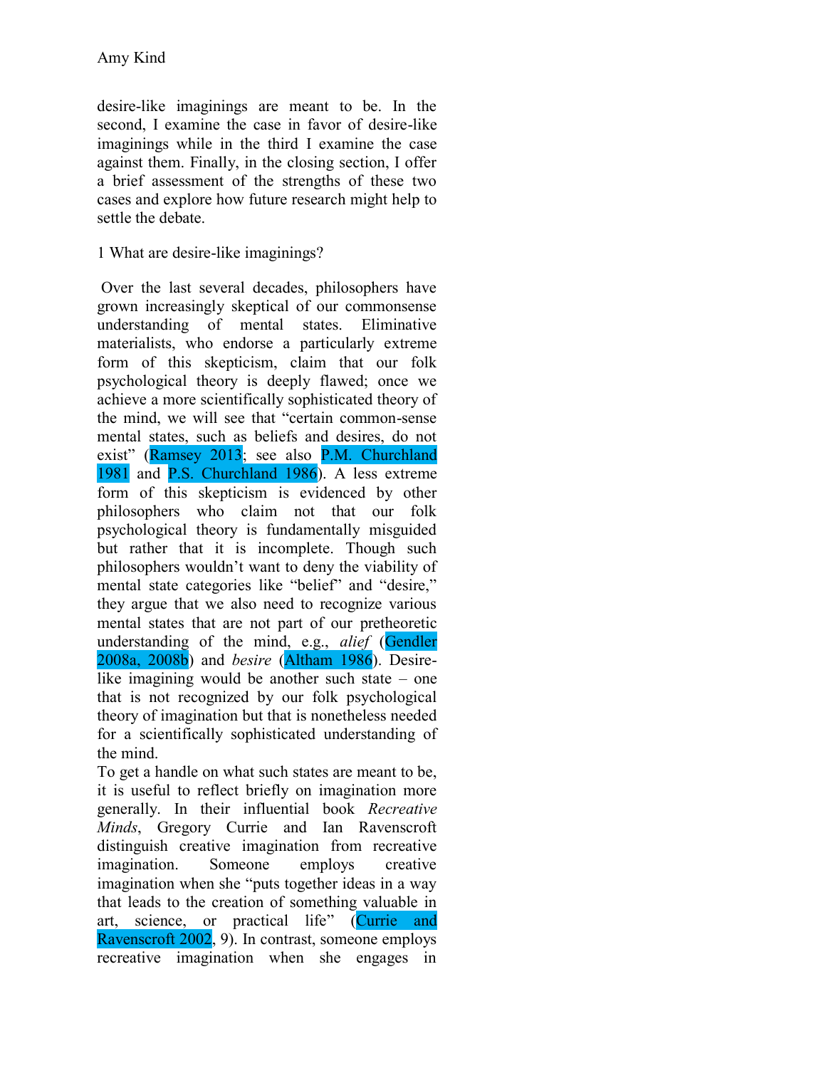desire-like imaginings are meant to be. In the second, I examine the case in favor of desire-like imaginings while in the third I examine the case against them. Finally, in the closing section, I offer a brief assessment of the strengths of these two cases and explore how future research might help to settle the debate.

## 1 What are desire-like imaginings?

Over the last several decades, philosophers have grown increasingly skeptical of our commonsense understanding of mental states. Eliminative materialists, who endorse a particularly extreme form of this skepticism, claim that our folk psychological theory is deeply flawed; once we achieve a more scientifically sophisticated theory of the mind, we will see that "certain common-sense mental states, such as beliefs and desires, do not exist" (Ramsey 2013; see also P.M. Churchland 1981 and P.S. Churchland 1986). A less extreme form of this skepticism is evidenced by other philosophers who claim not that our folk psychological theory is fundamentally misguided but rather that it is incomplete. Though such philosophers wouldn't want to deny the viability of mental state categories like "belief" and "desire," they argue that we also need to recognize various mental states that are not part of our pretheoretic understanding of the mind, e.g., *alief* (Gendler 2008a, 2008b) and *besire* (Altham 1986). Desire-like imagining would be another such state – one that is not recognized by our folk psychological theory of imagination but that is nonetheless needed for a scientifically sophisticated understanding of the mind.

To get a handle on what such states are meant to be, it is useful to reflect briefly on imagination more generally. In their influential book *Recreative Minds*, Gregory Currie and Ian Ravenscroft distinguish creative imagination from recreative imagination. Someone employs creative imagination when she "puts together ideas in a way that leads to the creation of something valuable in art, science, or practical life" (Currie and Ravenscroft 2002, 9). In contrast, someone employs recreative imagination when she engages in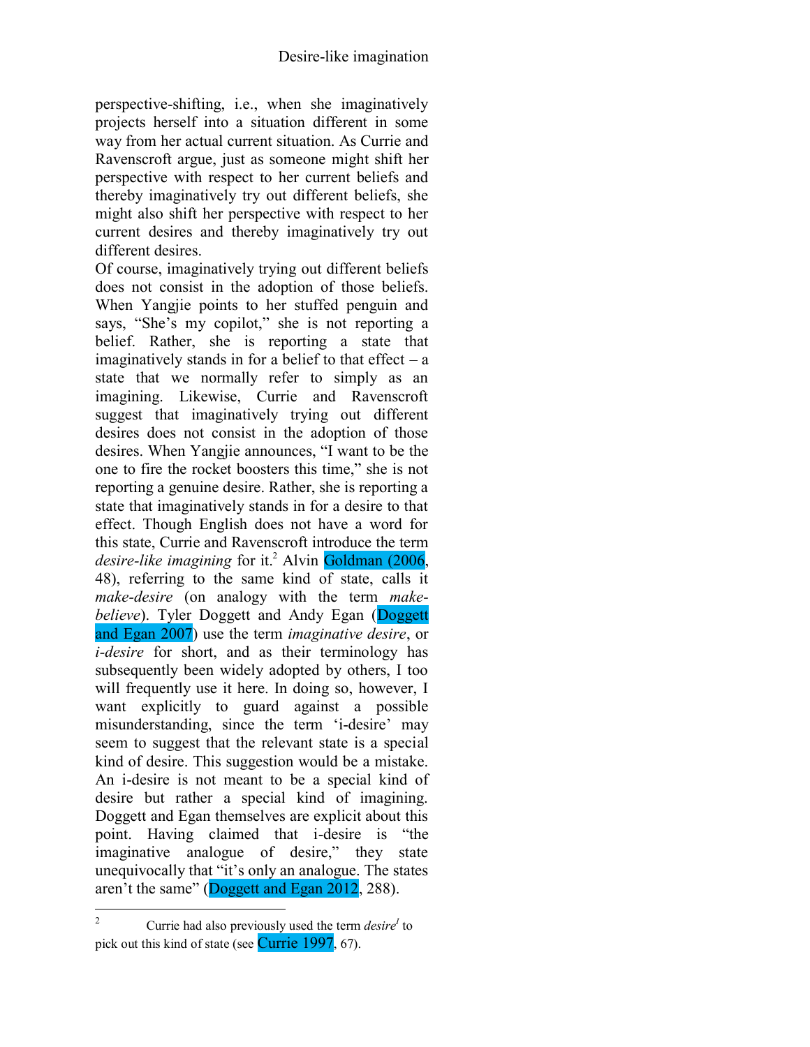perspective-shifting, i.e., when she imaginatively projects herself into a situation different in some way from her actual current situation. As Currie and Ravenscroft argue, just as someone might shift her perspective with respect to her current beliefs and thereby imaginatively try out different beliefs, she might also shift her perspective with respect to her current desires and thereby imaginatively try out different desires.

Of course, imaginatively trying out different beliefs does not consist in the adoption of those beliefs. When Yangjie points to her stuffed penguin and says, "She's my copilot," she is not reporting a belief. Rather, she is reporting a state that imaginatively stands in for a belief to that effect – a state that we normally refer to simply as an imagining. Likewise, Currie and Ravenscroft suggest that imaginatively trying out different desires does not consist in the adoption of those desires. When Yangjie announces, "I want to be the one to fire the rocket boosters this time," she is not reporting a genuine desire. Rather, she is reporting a state that imaginatively stands in for a desire to that effect. Though English does not have a word for this state, Currie and Ravenscroft introduce the term *desire-like imagining* for it.[2] Alvin Goldman (2006, 48), referring to the same kind of state, calls it *make-desire* (on analogy with the term *make-believe*). Tyler Doggett and Andy Egan (Doggett and Egan 2007) use the term *imaginative desire*, or *i-desire* for short, and as their terminology has subsequently been widely adopted by others, I too will frequently use it here. In doing so, however, I want explicitly to guard against a possible misunderstanding, since the term 'i-desire' may seem to suggest that the relevant state is a special kind of desire. This suggestion would be a mistake. An i-desire is not meant to be a special kind of desire but rather a special kind of imagining. Doggett and Egan themselves are explicit about this point. Having claimed that i-desire is "the imaginative analogue of desire," they state unequivocally that "it's only an analogue. The states aren't the same" (Doggett and Egan 2012, 288).

---

[2] Currie had also previously used the term *desire*$^{I}$ to pick out this kind of state (see Currie 1997, 67).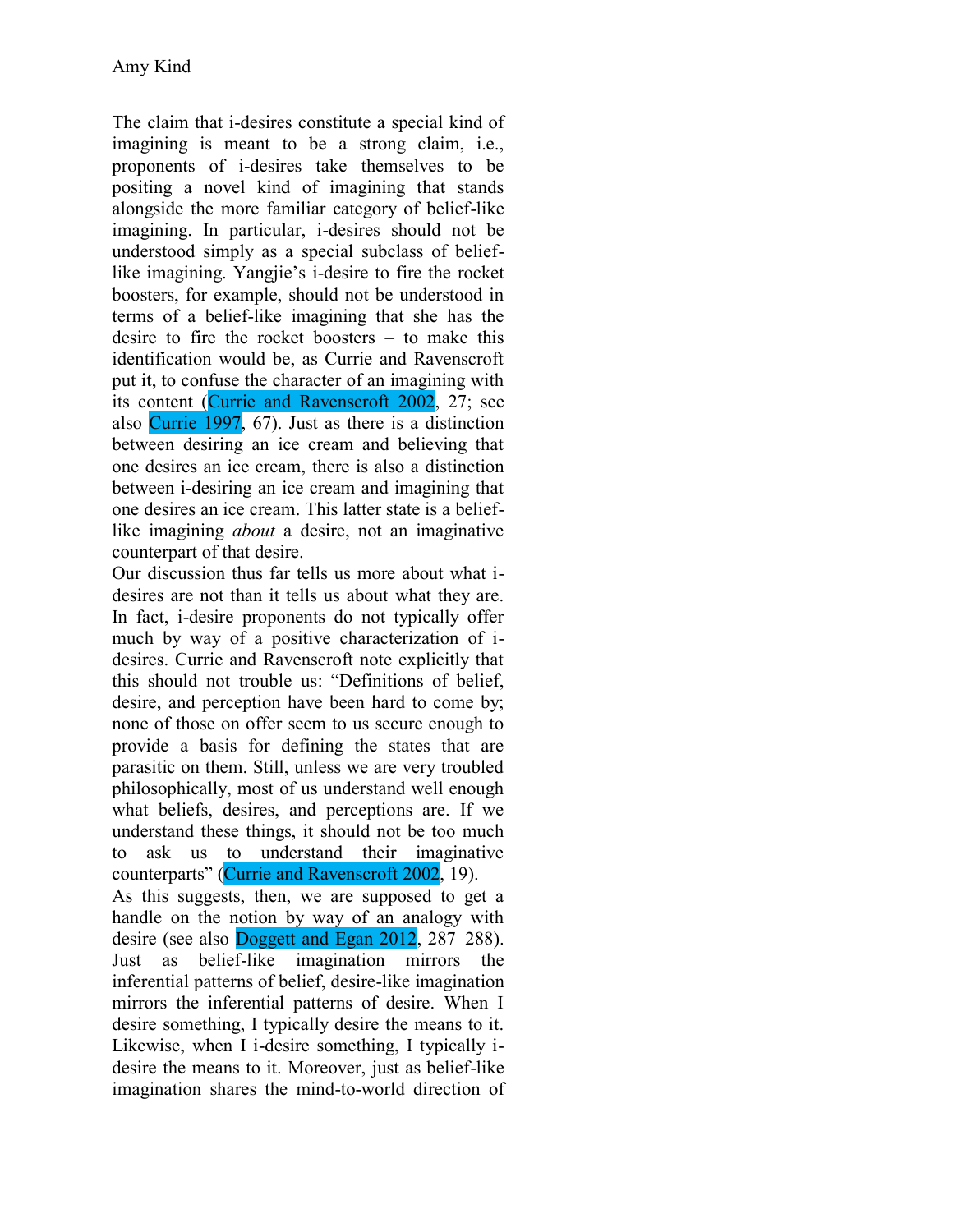The claim that i-desires constitute a special kind of imagining is meant to be a strong claim, i.e., proponents of i-desires take themselves to be positing a novel kind of imagining that stands alongside the more familiar category of belief-like imagining. In particular, i-desires should not be understood simply as a special subclass of belief-like imagining. Yangjie's i-desire to fire the rocket boosters, for example, should not be understood in terms of a belief-like imagining that she has the desire to fire the rocket boosters – to make this identification would be, as Currie and Ravenscroft put it, to confuse the character of an imagining with its content (Currie and Ravenscroft 2002, 27; see also Currie 1997, 67). Just as there is a distinction between desiring an ice cream and believing that one desires an ice cream, there is also a distinction between i-desiring an ice cream and imagining that one desires an ice cream. This latter state is a belief-like imagining *about* a desire, not an imaginative counterpart of that desire.

Our discussion thus far tells us more about what i-desires are not than it tells us about what they are. In fact, i-desire proponents do not typically offer much by way of a positive characterization of i-desires. Currie and Ravenscroft note explicitly that this should not trouble us: "Definitions of belief, desire, and perception have been hard to come by; none of those on offer seem to us secure enough to provide a basis for defining the states that are parasitic on them. Still, unless we are very troubled philosophically, most of us understand well enough what beliefs, desires, and perceptions are. If we understand these things, it should not be too much to ask us to understand their imaginative counterparts" (Currie and Ravenscroft 2002, 19).

As this suggests, then, we are supposed to get a handle on the notion by way of an analogy with desire (see also Doggett and Egan 2012, 287–288). Just as belief-like imagination mirrors the inferential patterns of belief, desire-like imagination mirrors the inferential patterns of desire. When I desire something, I typically desire the means to it. Likewise, when I i-desire something, I typically i-desire the means to it. Moreover, just as belief-like imagination shares the mind-to-world direction of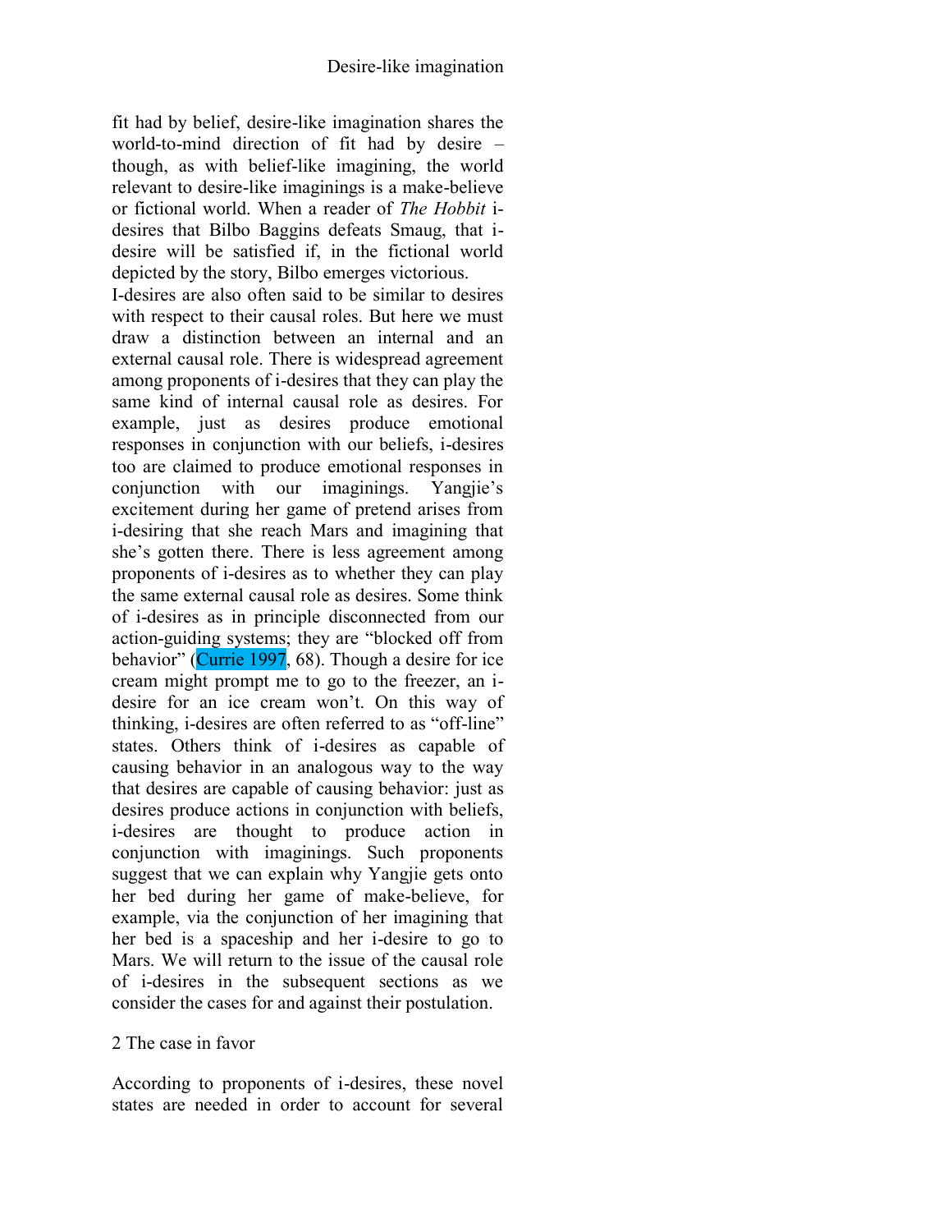fit had by belief, desire-like imagination shares the world-to-mind direction of fit had by desire – though, as with belief-like imagining, the world relevant to desire-like imaginings is a make-believe or fictional world. When a reader of *The Hobbit* i-desires that Bilbo Baggins defeats Smaug, that i-desire will be satisfied if, in the fictional world depicted by the story, Bilbo emerges victorious.

I-desires are also often said to be similar to desires with respect to their causal roles. But here we must draw a distinction between an internal and an external causal role. There is widespread agreement among proponents of i-desires that they can play the same kind of internal causal role as desires. For example, just as desires produce emotional responses in conjunction with our beliefs, i-desires too are claimed to produce emotional responses in conjunction with our imaginings. Yangjie's excitement during her game of pretend arises from i-desiring that she reach Mars and imagining that she's gotten there. There is less agreement among proponents of i-desires as to whether they can play the same external causal role as desires. Some think of i-desires as in principle disconnected from our action-guiding systems; they are "blocked off from behavior" (Currie 1997, 68). Though a desire for ice cream might prompt me to go to the freezer, an i-desire for an ice cream won't. On this way of thinking, i-desires are often referred to as "off-line" states. Others think of i-desires as capable of causing behavior in an analogous way to the way that desires are capable of causing behavior: just as desires produce actions in conjunction with beliefs, i-desires are thought to produce action in conjunction with imaginings. Such proponents suggest that we can explain why Yangjie gets onto her bed during her game of make-believe, for example, via the conjunction of her imagining that her bed is a spaceship and her i-desire to go to Mars. We will return to the issue of the causal role of i-desires in the subsequent sections as we consider the cases for and against their postulation.

## 2 The case in favor

According to proponents of i-desires, these novel states are needed in order to account for several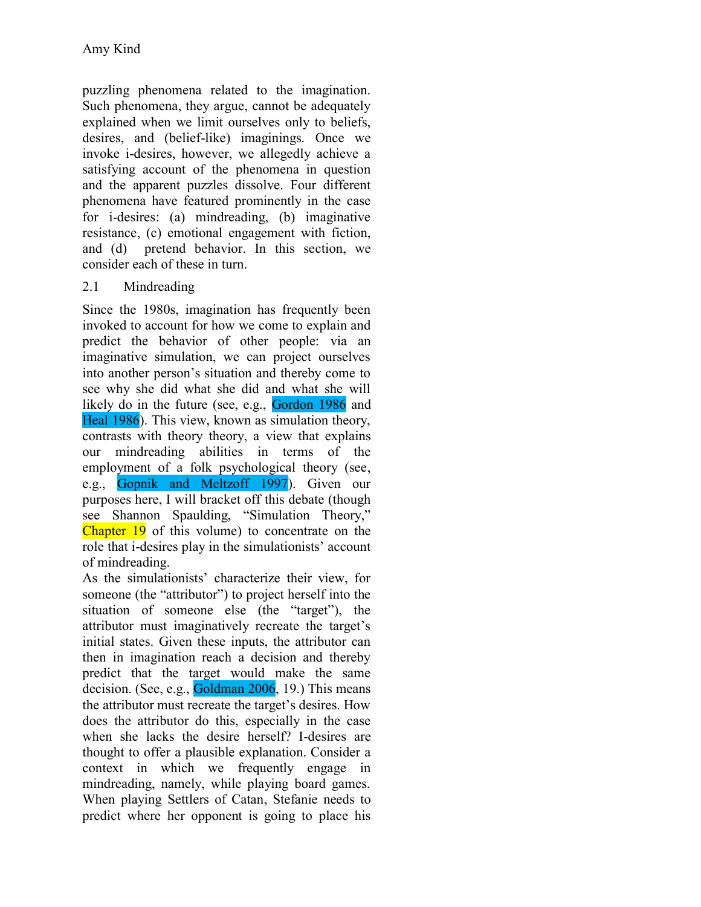puzzling phenomena related to the imagination. Such phenomena, they argue, cannot be adequately explained when we limit ourselves only to beliefs, desires, and (belief-like) imaginings. Once we invoke i-desires, however, we allegedly achieve a satisfying account of the phenomena in question and the apparent puzzles dissolve. Four different phenomena have featured prominently in the case for i-desires: (a) mindreading, (b) imaginative resistance, (c) emotional engagement with fiction, and (d) pretend behavior. In this section, we consider each of these in turn.

## 2.1 Mindreading

Since the 1980s, imagination has frequently been invoked to account for how we come to explain and predict the behavior of other people: via an imaginative simulation, we can project ourselves into another person's situation and thereby come to see why she did what she did and what she will likely do in the future (see, e.g., Gordon 1986 and Heal 1986). This view, known as simulation theory, contrasts with theory theory, a view that explains our mindreading abilities in terms of the employment of a folk psychological theory (see, e.g., Gopnik and Meltzoff 1997). Given our purposes here, I will bracket off this debate (though see Shannon Spaulding, "Simulation Theory," Chapter 19 of this volume) to concentrate on the role that i-desires play in the simulationists' account of mindreading.

As the simulationists' characterize their view, for someone (the "attributor") to project herself into the situation of someone else (the "target"), the attributor must imaginatively recreate the target's initial states. Given these inputs, the attributor can then in imagination reach a decision and thereby predict that the target would make the same decision. (See, e.g., Goldman 2006, 19.) This means the attributor must recreate the target's desires. How does the attributor do this, especially in the case when she lacks the desire herself? I-desires are thought to offer a plausible explanation. Consider a context in which we frequently engage in mindreading, namely, while playing board games. When playing Settlers of Catan, Stefanie needs to predict where her opponent is going to place his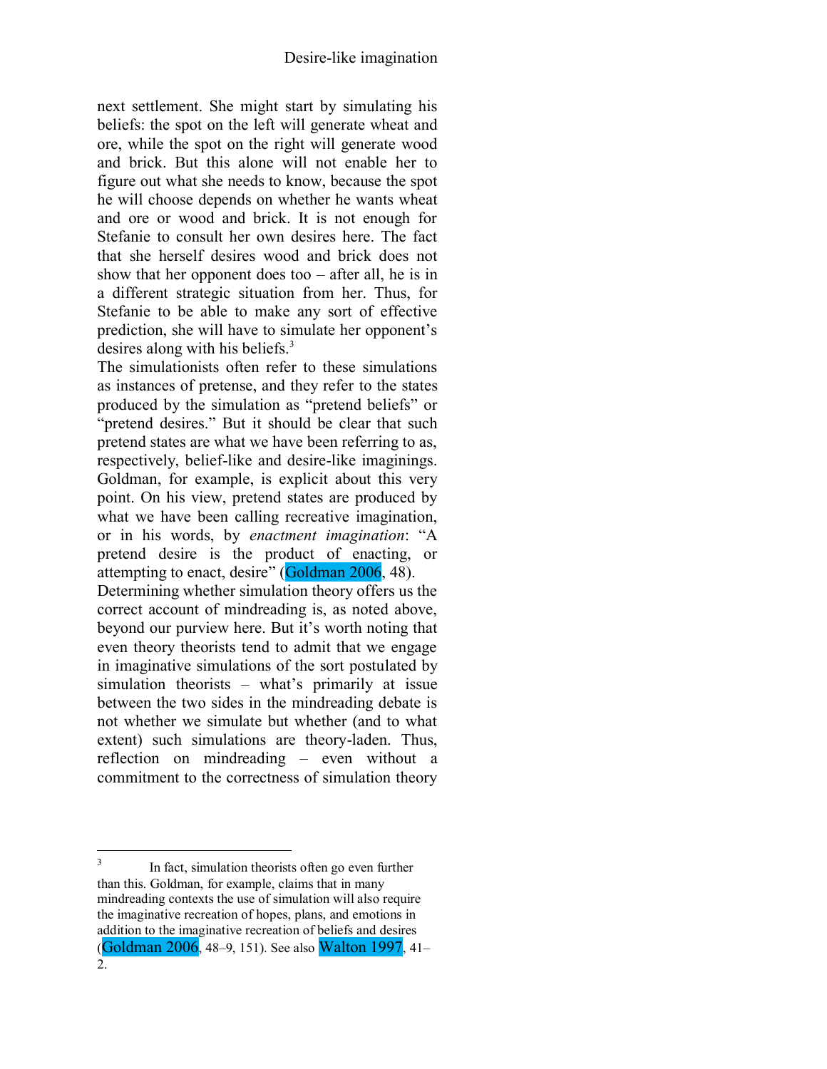next settlement. She might start by simulating his beliefs: the spot on the left will generate wheat and ore, while the spot on the right will generate wood and brick. But this alone will not enable her to figure out what she needs to know, because the spot he will choose depends on whether he wants wheat and ore or wood and brick. It is not enough for Stefanie to consult her own desires here. The fact that she herself desires wood and brick does not show that her opponent does too – after all, he is in a different strategic situation from her. Thus, for Stefanie to be able to make any sort of effective prediction, she will have to simulate her opponent's desires along with his beliefs.[3]

The simulationists often refer to these simulations as instances of pretense, and they refer to the states produced by the simulation as "pretend beliefs" or "pretend desires." But it should be clear that such pretend states are what we have been referring to as, respectively, belief-like and desire-like imaginings. Goldman, for example, is explicit about this very point. On his view, pretend states are produced by what we have been calling recreative imagination, or in his words, by *enactment imagination*: "A pretend desire is the product of enacting, or attempting to enact, desire" (Goldman 2006, 48).

Determining whether simulation theory offers us the correct account of mindreading is, as noted above, beyond our purview here. But it's worth noting that even theory theorists tend to admit that we engage in imaginative simulations of the sort postulated by simulation theorists – what's primarily at issue between the two sides in the mindreading debate is not whether we simulate but whether (and to what extent) such simulations are theory-laden. Thus, reflection on mindreading – even without a commitment to the correctness of simulation theory

---

[3] In fact, simulation theorists often go even further than this. Goldman, for example, claims that in many mindreading contexts the use of simulation will also require the imaginative recreation of hopes, plans, and emotions in addition to the imaginative recreation of beliefs and desires (Goldman 2006, 48–9, 151). See also Walton 1997, 41–2.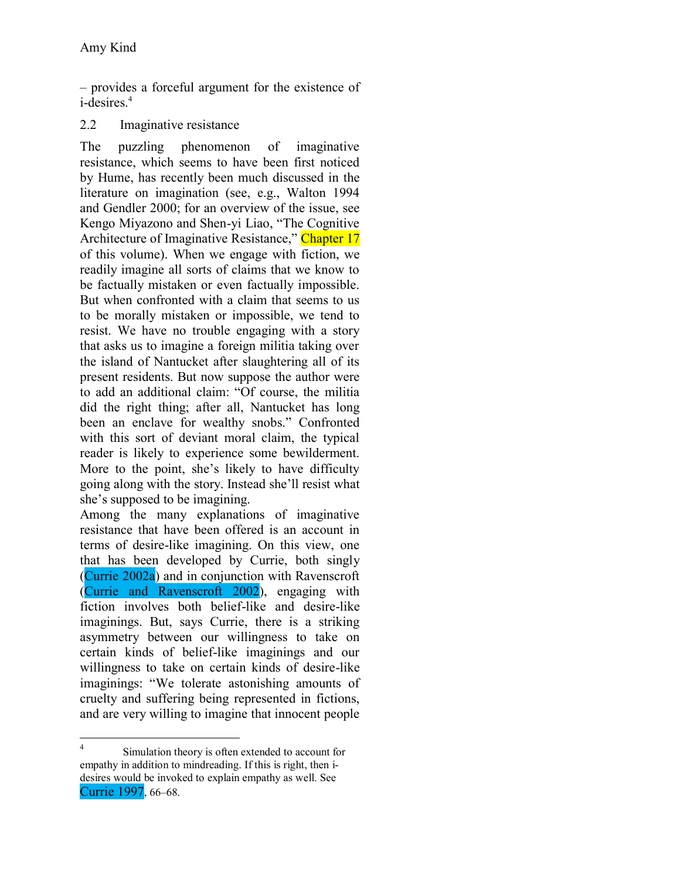– provides a forceful argument for the existence of i-desires.[4]

## 2.2 Imaginative resistance

The puzzling phenomenon of imaginative resistance, which seems to have been first noticed by Hume, has recently been much discussed in the literature on imagination (see, e.g., Walton 1994 and Gendler 2000; for an overview of the issue, see Kengo Miyazono and Shen-yi Liao, "The Cognitive Architecture of Imaginative Resistance," Chapter 17 of this volume). When we engage with fiction, we readily imagine all sorts of claims that we know to be factually mistaken or even factually impossible. But when confronted with a claim that seems to us to be morally mistaken or impossible, we tend to resist. We have no trouble engaging with a story that asks us to imagine a foreign militia taking over the island of Nantucket after slaughtering all of its present residents. But now suppose the author were to add an additional claim: "Of course, the militia did the right thing; after all, Nantucket has long been an enclave for wealthy snobs." Confronted with this sort of deviant moral claim, the typical reader is likely to experience some bewilderment. More to the point, she's likely to have difficulty going along with the story. Instead she'll resist what she's supposed to be imagining.

Among the many explanations of imaginative resistance that have been offered is an account in terms of desire-like imagining. On this view, one that has been developed by Currie, both singly (Currie 2002a) and in conjunction with Ravenscroft (Currie and Ravenscroft 2002), engaging with fiction involves both belief-like and desire-like imaginings. But, says Currie, there is a striking asymmetry between our willingness to take on certain kinds of belief-like imaginings and our willingness to take on certain kinds of desire-like imaginings: "We tolerate astonishing amounts of cruelty and suffering being represented in fictions, and are very willing to imagine that innocent people

---

[4] Simulation theory is often extended to account for empathy in addition to mindreading. If this is right, then i-desires would be invoked to explain empathy as well. See Currie 1997, 66–68.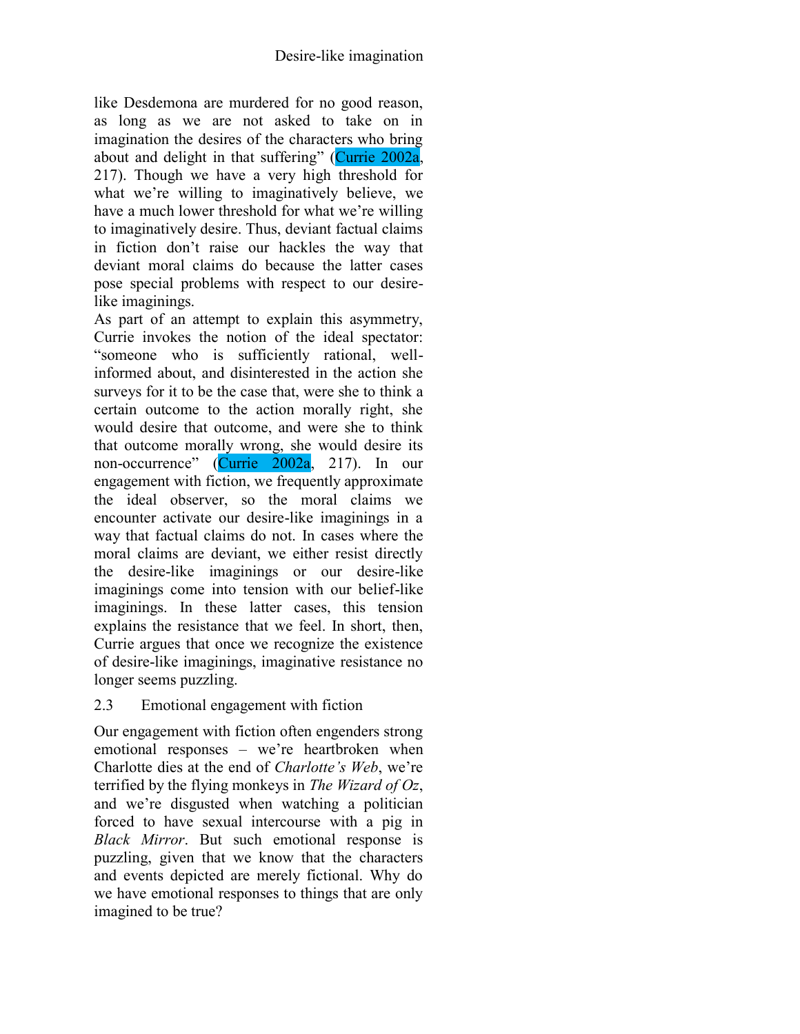like Desdemona are murdered for no good reason, as long as we are not asked to take on in imagination the desires of the characters who bring about and delight in that suffering" (Currie 2002a, 217). Though we have a very high threshold for what we're willing to imaginatively believe, we have a much lower threshold for what we're willing to imaginatively desire. Thus, deviant factual claims in fiction don't raise our hackles the way that deviant moral claims do because the latter cases pose special problems with respect to our desire-like imaginings.

As part of an attempt to explain this asymmetry, Currie invokes the notion of the ideal spectator: "someone who is sufficiently rational, well-informed about, and disinterested in the action she surveys for it to be the case that, were she to think a certain outcome to the action morally right, she would desire that outcome, and were she to think that outcome morally wrong, she would desire its non-occurrence" (Currie 2002a, 217). In our engagement with fiction, we frequently approximate the ideal observer, so the moral claims we encounter activate our desire-like imaginings in a way that factual claims do not. In cases where the moral claims are deviant, we either resist directly the desire-like imaginings or our desire-like imaginings come into tension with our belief-like imaginings. In these latter cases, this tension explains the resistance that we feel. In short, then, Currie argues that once we recognize the existence of desire-like imaginings, imaginative resistance no longer seems puzzling.

### 2.3 Emotional engagement with fiction

Our engagement with fiction often engenders strong emotional responses – we're heartbroken when Charlotte dies at the end of *Charlotte's Web*, we're terrified by the flying monkeys in *The Wizard of Oz*, and we're disgusted when watching a politician forced to have sexual intercourse with a pig in *Black Mirror*. But such emotional response is puzzling, given that we know that the characters and events depicted are merely fictional. Why do we have emotional responses to things that are only imagined to be true?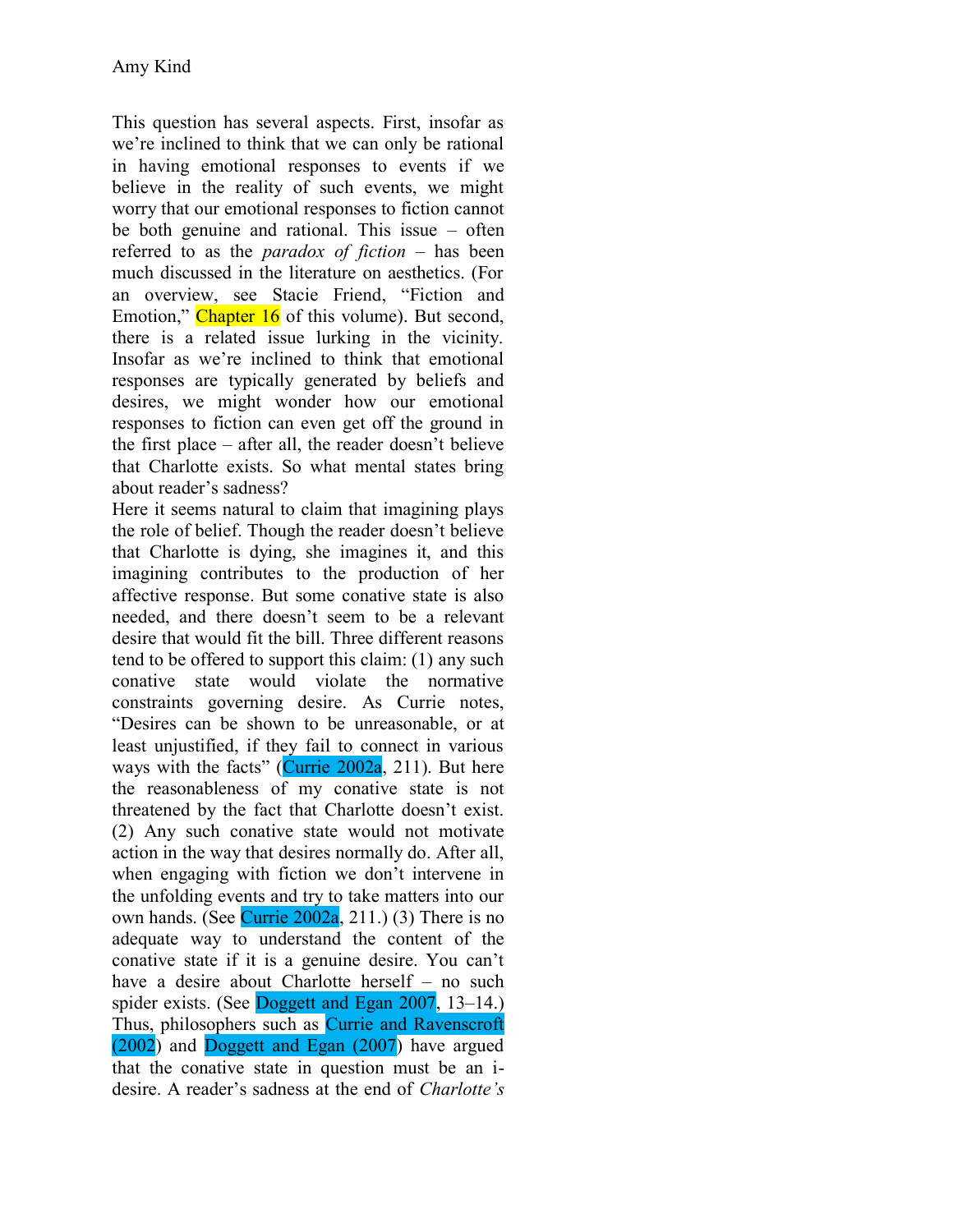This question has several aspects. First, insofar as we're inclined to think that we can only be rational in having emotional responses to events if we believe in the reality of such events, we might worry that our emotional responses to fiction cannot be both genuine and rational. This issue – often referred to as the *paradox of fiction* – has been much discussed in the literature on aesthetics. (For an overview, see Stacie Friend, "Fiction and Emotion," Chapter 16 of this volume). But second, there is a related issue lurking in the vicinity. Insofar as we're inclined to think that emotional responses are typically generated by beliefs and desires, we might wonder how our emotional responses to fiction can even get off the ground in the first place – after all, the reader doesn't believe that Charlotte exists. So what mental states bring about reader's sadness?

Here it seems natural to claim that imagining plays the role of belief. Though the reader doesn't believe that Charlotte is dying, she imagines it, and this imagining contributes to the production of her affective response. But some conative state is also needed, and there doesn't seem to be a relevant desire that would fit the bill. Three different reasons tend to be offered to support this claim: (1) any such conative state would violate the normative constraints governing desire. As Currie notes, "Desires can be shown to be unreasonable, or at least unjustified, if they fail to connect in various ways with the facts" (Currie 2002a, 211). But here the reasonableness of my conative state is not threatened by the fact that Charlotte doesn't exist. (2) Any such conative state would not motivate action in the way that desires normally do. After all, when engaging with fiction we don't intervene in the unfolding events and try to take matters into our own hands. (See Currie 2002a, 211.) (3) There is no adequate way to understand the content of the conative state if it is a genuine desire. You can't have a desire about Charlotte herself – no such spider exists. (See Doggett and Egan 2007, 13–14.) Thus, philosophers such as Currie and Ravenscroft (2002) and Doggett and Egan (2007) have argued that the conative state in question must be an i-desire. A reader's sadness at the end of *Charlotte's*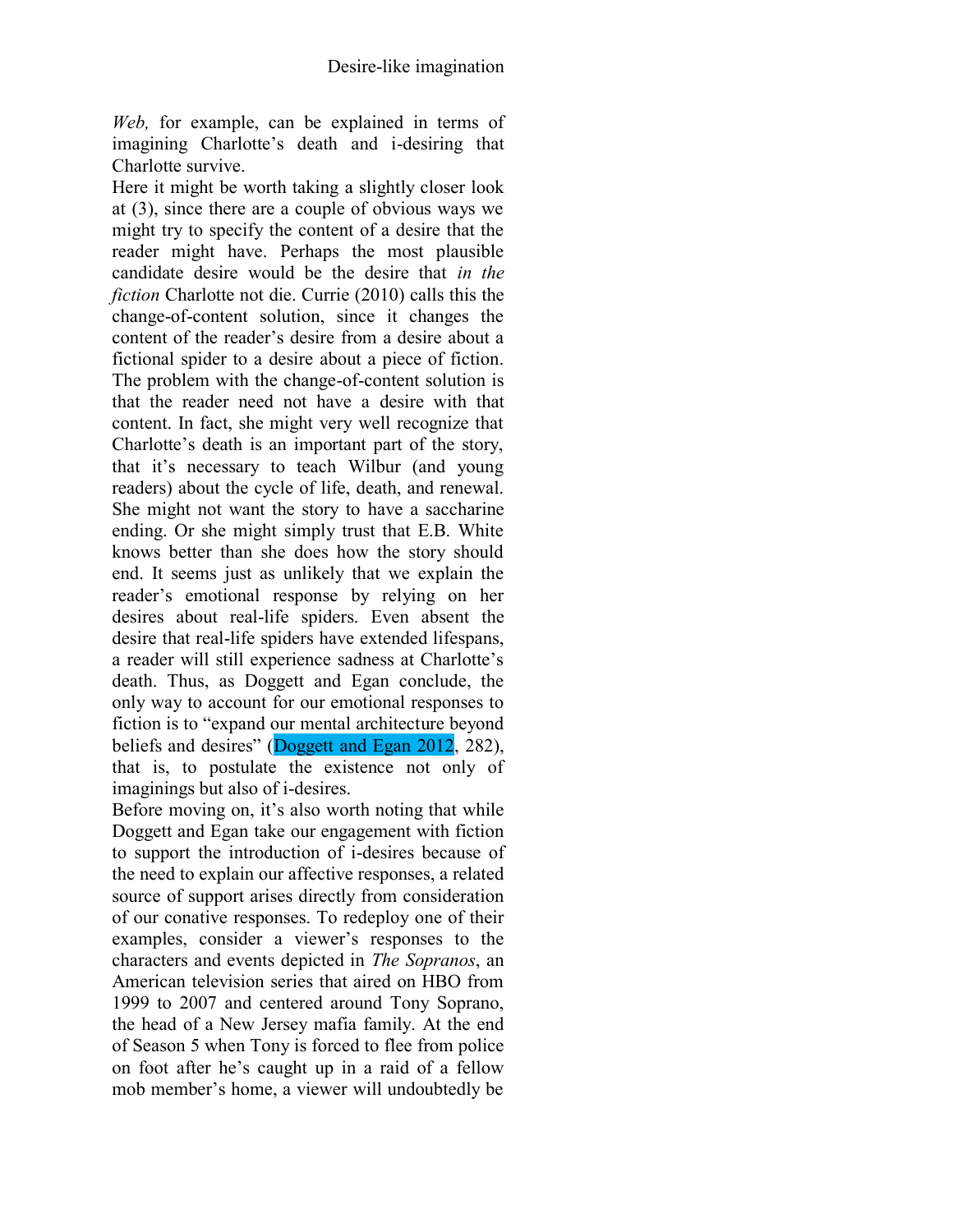*Web,* for example, can be explained in terms of imagining Charlotte's death and i-desiring that Charlotte survive.

Here it might be worth taking a slightly closer look at (3), since there are a couple of obvious ways we might try to specify the content of a desire that the reader might have. Perhaps the most plausible candidate desire would be the desire that *in the fiction* Charlotte not die. Currie (2010) calls this the change-of-content solution, since it changes the content of the reader's desire from a desire about a fictional spider to a desire about a piece of fiction. The problem with the change-of-content solution is that the reader need not have a desire with that content. In fact, she might very well recognize that Charlotte's death is an important part of the story, that it's necessary to teach Wilbur (and young readers) about the cycle of life, death, and renewal. She might not want the story to have a saccharine ending. Or she might simply trust that E.B. White knows better than she does how the story should end. It seems just as unlikely that we explain the reader's emotional response by relying on her desires about real-life spiders. Even absent the desire that real-life spiders have extended lifespans, a reader will still experience sadness at Charlotte's death. Thus, as Doggett and Egan conclude, the only way to account for our emotional responses to fiction is to "expand our mental architecture beyond beliefs and desires" (Doggett and Egan 2012, 282), that is, to postulate the existence not only of imaginings but also of i-desires.

Before moving on, it's also worth noting that while Doggett and Egan take our engagement with fiction to support the introduction of i-desires because of the need to explain our affective responses, a related source of support arises directly from consideration of our conative responses. To redeploy one of their examples, consider a viewer's responses to the characters and events depicted in *The Sopranos*, an American television series that aired on HBO from 1999 to 2007 and centered around Tony Soprano, the head of a New Jersey mafia family. At the end of Season 5 when Tony is forced to flee from police on foot after he's caught up in a raid of a fellow mob member's home, a viewer will undoubtedly be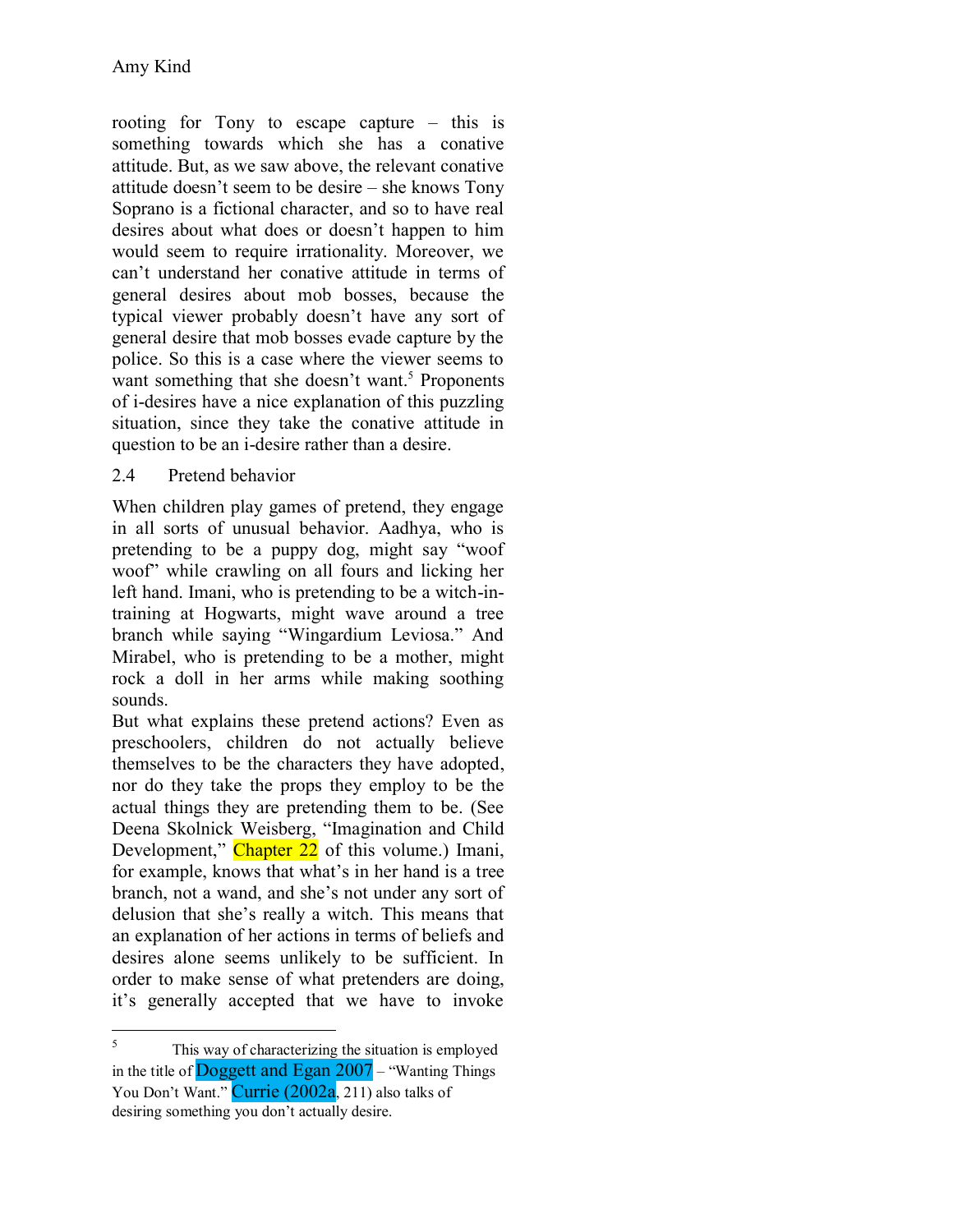rooting for Tony to escape capture – this is something towards which she has a conative attitude. But, as we saw above, the relevant conative attitude doesn't seem to be desire – she knows Tony Soprano is a fictional character, and so to have real desires about what does or doesn't happen to him would seem to require irrationality. Moreover, we can't understand her conative attitude in terms of general desires about mob bosses, because the typical viewer probably doesn't have any sort of general desire that mob bosses evade capture by the police. So this is a case where the viewer seems to want something that she doesn't want.[5] Proponents of i-desires have a nice explanation of this puzzling situation, since they take the conative attitude in question to be an i-desire rather than a desire.

### 2.4 Pretend behavior

When children play games of pretend, they engage in all sorts of unusual behavior. Aadhya, who is pretending to be a puppy dog, might say "woof woof" while crawling on all fours and licking her left hand. Imani, who is pretending to be a witch-in-training at Hogwarts, might wave around a tree branch while saying "Wingardium Leviosa." And Mirabel, who is pretending to be a mother, might rock a doll in her arms while making soothing sounds.

But what explains these pretend actions? Even as preschoolers, children do not actually believe themselves to be the characters they have adopted, nor do they take the props they employ to be the actual things they are pretending them to be. (See Deena Skolnick Weisberg, "Imagination and Child Development," Chapter 22 of this volume.) Imani, for example, knows that what's in her hand is a tree branch, not a wand, and she's not under any sort of delusion that she's really a witch. This means that an explanation of her actions in terms of beliefs and desires alone seems unlikely to be sufficient. In order to make sense of what pretenders are doing, it's generally accepted that we have to invoke

---

[5] This way of characterizing the situation is employed in the title of Doggett and Egan 2007 – "Wanting Things You Don't Want." Currie (2002a, 211) also talks of desiring something you don't actually desire.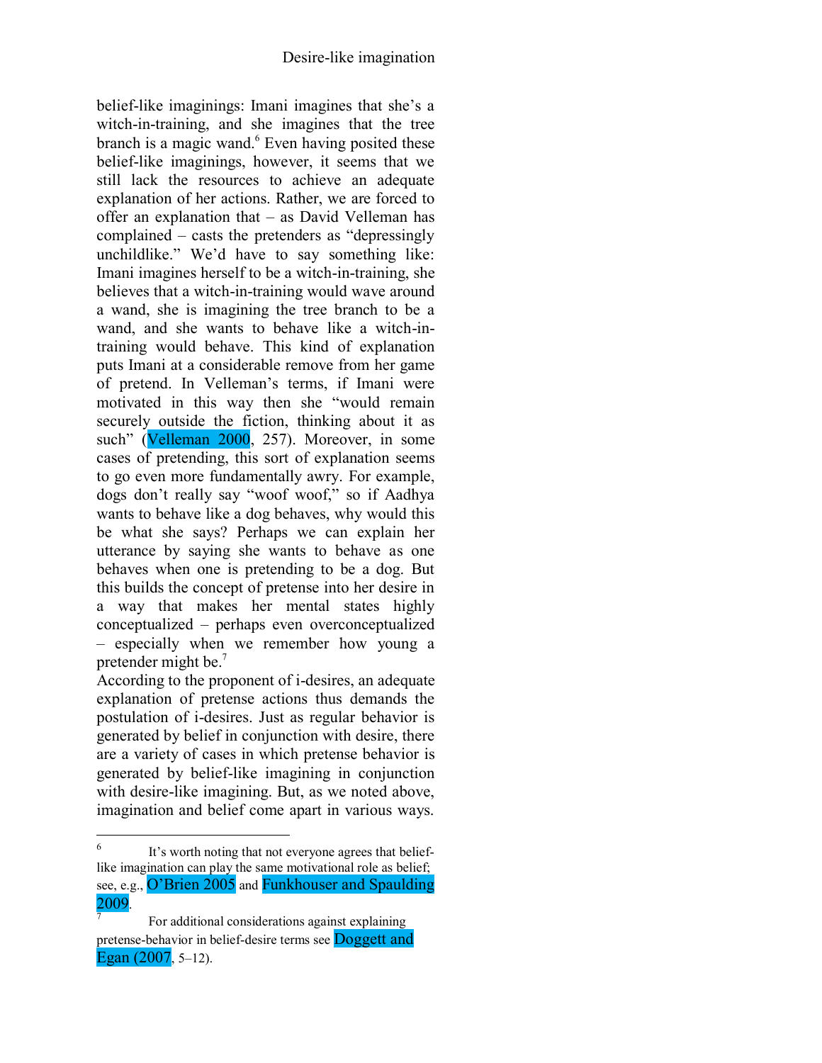belief-like imaginings: Imani imagines that she's a witch-in-training, and she imagines that the tree branch is a magic wand.[6] Even having posited these belief-like imaginings, however, it seems that we still lack the resources to achieve an adequate explanation of her actions. Rather, we are forced to offer an explanation that – as David Velleman has complained – casts the pretenders as "depressingly unchildlike." We'd have to say something like: Imani imagines herself to be a witch-in-training, she believes that a witch-in-training would wave around a wand, she is imagining the tree branch to be a wand, and she wants to behave like a witch-in-training would behave. This kind of explanation puts Imani at a considerable remove from her game of pretend. In Velleman's terms, if Imani were motivated in this way then she "would remain securely outside the fiction, thinking about it as such" (Velleman 2000, 257). Moreover, in some cases of pretending, this sort of explanation seems to go even more fundamentally awry. For example, dogs don't really say "woof woof," so if Aadhya wants to behave like a dog behaves, why would this be what she says? Perhaps we can explain her utterance by saying she wants to behave as one behaves when one is pretending to be a dog. But this builds the concept of pretense into her desire in a way that makes her mental states highly conceptualized – perhaps even overconceptualized – especially when we remember how young a pretender might be.[7]

According to the proponent of i-desires, an adequate explanation of pretense actions thus demands the postulation of i-desires. Just as regular behavior is generated by belief in conjunction with desire, there are a variety of cases in which pretense behavior is generated by belief-like imagining in conjunction with desire-like imagining. But, as we noted above, imagination and belief come apart in various ways.

---

[6] It's worth noting that not everyone agrees that belief-like imagination can play the same motivational role as belief; see, e.g., O'Brien 2005 and Funkhouser and Spaulding 2009.

[7] For additional considerations against explaining pretense-behavior in belief-desire terms see Doggett and Egan (2007, 5–12).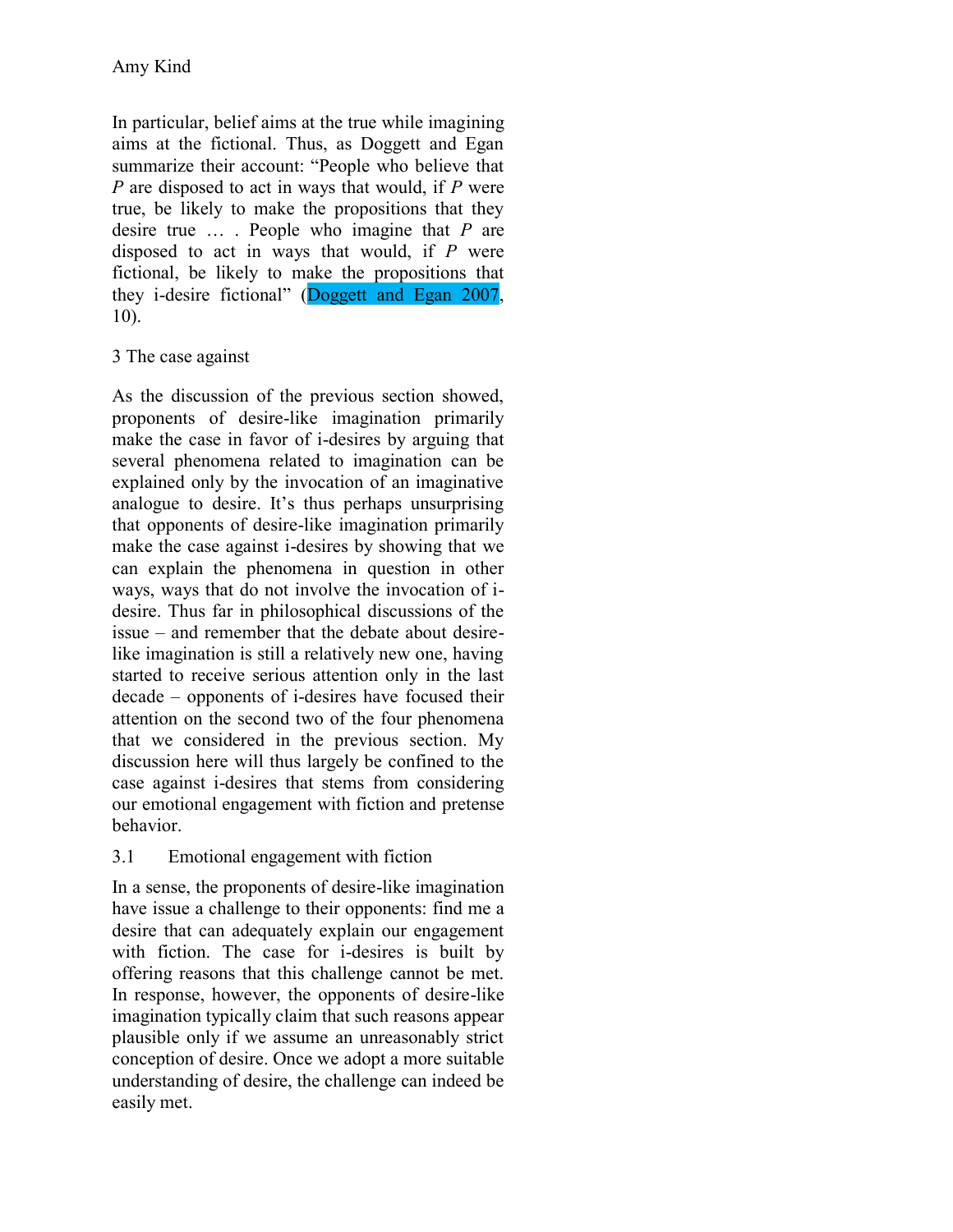In particular, belief aims at the true while imagining aims at the fictional. Thus, as Doggett and Egan summarize their account: “People who believe that *P* are disposed to act in ways that would, if *P* were true, be likely to make the propositions that they desire true … . People who imagine that *P* are disposed to act in ways that would, if *P* were fictional, be likely to make the propositions that they i-desire fictional” (Doggett and Egan 2007, 10).

## 3 The case against

As the discussion of the previous section showed, proponents of desire-like imagination primarily make the case in favor of i-desires by arguing that several phenomena related to imagination can be explained only by the invocation of an imaginative analogue to desire. It’s thus perhaps unsurprising that opponents of desire-like imagination primarily make the case against i-desires by showing that we can explain the phenomena in question in other ways, ways that do not involve the invocation of i-desire. Thus far in philosophical discussions of the issue – and remember that the debate about desire-like imagination is still a relatively new one, having started to receive serious attention only in the last decade – opponents of i-desires have focused their attention on the second two of the four phenomena that we considered in the previous section. My discussion here will thus largely be confined to the case against i-desires that stems from considering our emotional engagement with fiction and pretense behavior.

### 3.1 Emotional engagement with fiction

In a sense, the proponents of desire-like imagination have issue a challenge to their opponents: find me a desire that can adequately explain our engagement with fiction. The case for i-desires is built by offering reasons that this challenge cannot be met. In response, however, the opponents of desire-like imagination typically claim that such reasons appear plausible only if we assume an unreasonably strict conception of desire. Once we adopt a more suitable understanding of desire, the challenge can indeed be easily met.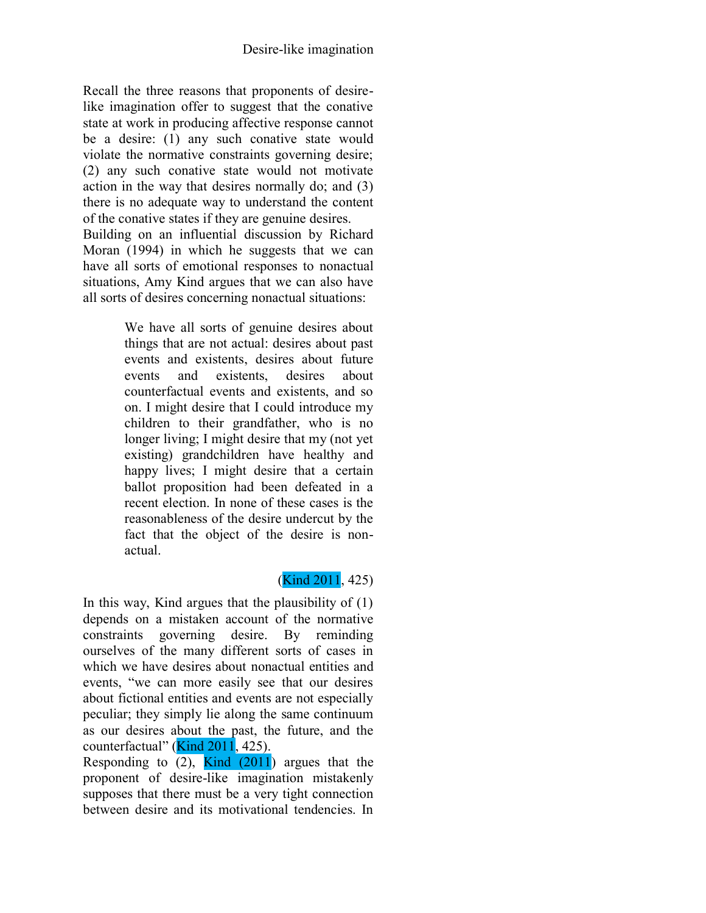Recall the three reasons that proponents of desire-like imagination offer to suggest that the conative state at work in producing affective response cannot be a desire: (1) any such conative state would violate the normative constraints governing desire; (2) any such conative state would not motivate action in the way that desires normally do; and (3) there is no adequate way to understand the content of the conative states if they are genuine desires.

Building on an influential discussion by Richard Moran (1994) in which he suggests that we can have all sorts of emotional responses to nonactual situations, Amy Kind argues that we can also have all sorts of desires concerning nonactual situations:

> We have all sorts of genuine desires about things that are not actual: desires about past events and existents, desires about future events and existents, desires about counterfactual events and existents, and so on. I might desire that I could introduce my children to their grandfather, who is no longer living; I might desire that my (not yet existing) grandchildren have healthy and happy lives; I might desire that a certain ballot proposition had been defeated in a recent election. In none of these cases is the reasonableness of the desire undercut by the fact that the object of the desire is non-actual.
>
> (Kind 2011, 425)

In this way, Kind argues that the plausibility of (1) depends on a mistaken account of the normative constraints governing desire. By reminding ourselves of the many different sorts of cases in which we have desires about nonactual entities and events, "we can more easily see that our desires about fictional entities and events are not especially peculiar; they simply lie along the same continuum as our desires about the past, the future, and the counterfactual" (Kind 2011, 425).

Responding to (2), Kind (2011) argues that the proponent of desire-like imagination mistakenly supposes that there must be a very tight connection between desire and its motivational tendencies. In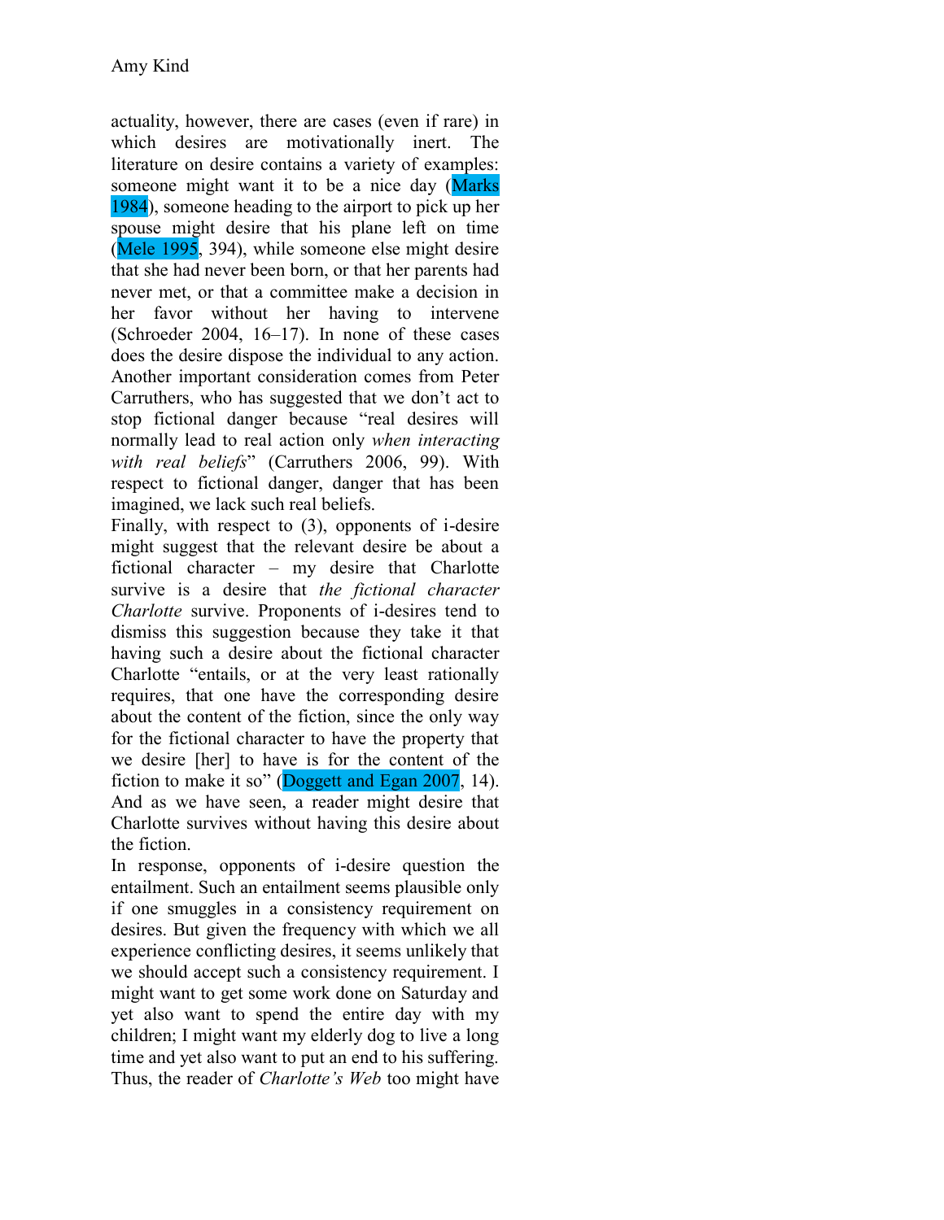actuality, however, there are cases (even if rare) in which desires are motivationally inert. The literature on desire contains a variety of examples: someone might want it to be a nice day (Marks 1984), someone heading to the airport to pick up her spouse might desire that his plane left on time (Mele 1995, 394), while someone else might desire that she had never been born, or that her parents had never met, or that a committee make a decision in her favor without her having to intervene (Schroeder 2004, 16–17). In none of these cases does the desire dispose the individual to any action. Another important consideration comes from Peter Carruthers, who has suggested that we don't act to stop fictional danger because "real desires will normally lead to real action only *when interacting with real beliefs*" (Carruthers 2006, 99). With respect to fictional danger, danger that has been imagined, we lack such real beliefs.

Finally, with respect to (3), opponents of i-desire might suggest that the relevant desire be about a fictional character – my desire that Charlotte survive is a desire that *the fictional character Charlotte* survive. Proponents of i-desires tend to dismiss this suggestion because they take it that having such a desire about the fictional character Charlotte "entails, or at the very least rationally requires, that one have the corresponding desire about the content of the fiction, since the only way for the fictional character to have the property that we desire [her] to have is for the content of the fiction to make it so" (Doggett and Egan 2007, 14). And as we have seen, a reader might desire that Charlotte survives without having this desire about the fiction.

In response, opponents of i-desire question the entailment. Such an entailment seems plausible only if one smuggles in a consistency requirement on desires. But given the frequency with which we all experience conflicting desires, it seems unlikely that we should accept such a consistency requirement. I might want to get some work done on Saturday and yet also want to spend the entire day with my children; I might want my elderly dog to live a long time and yet also want to put an end to his suffering. Thus, the reader of *Charlotte's Web* too might have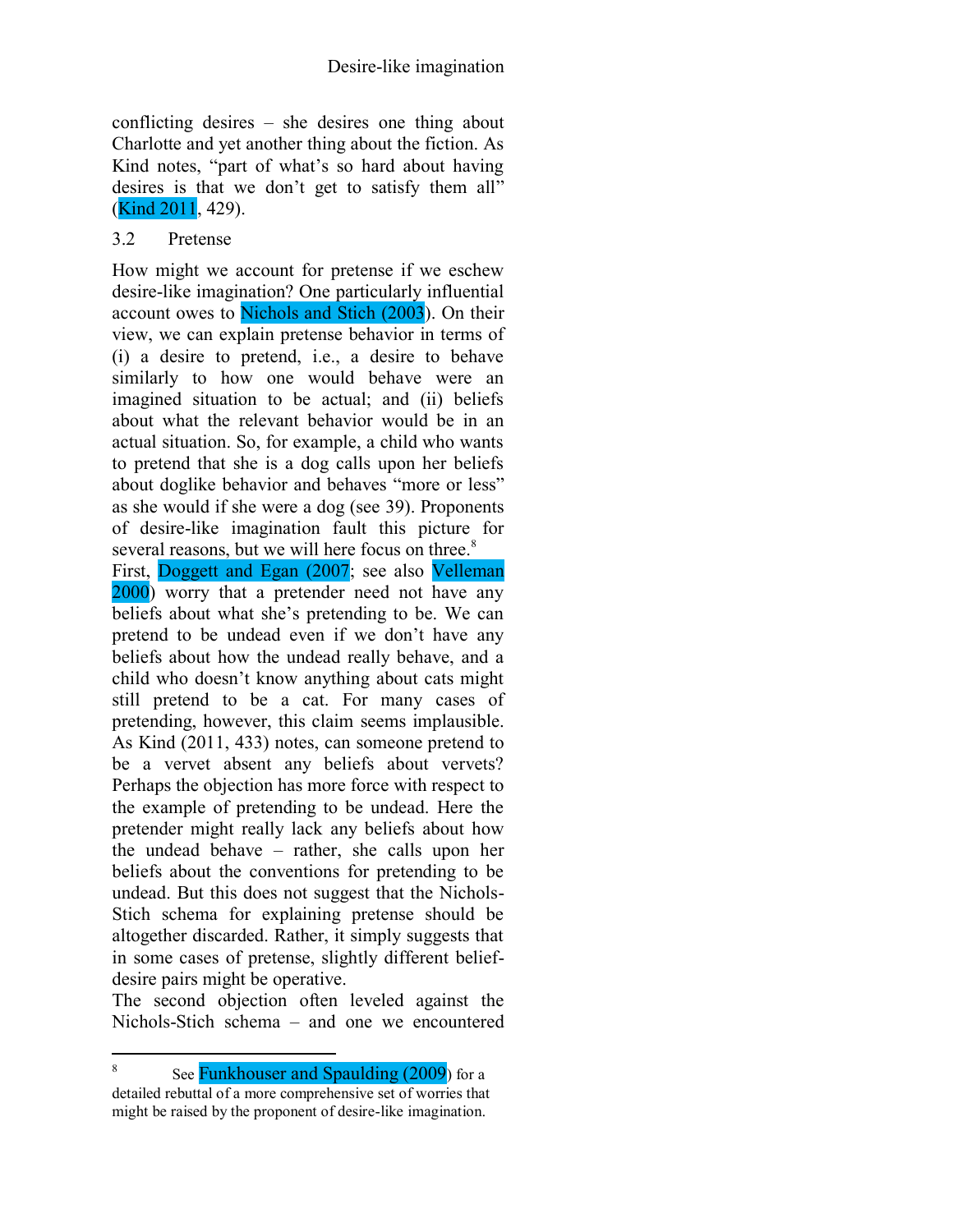conflicting desires – she desires one thing about Charlotte and yet another thing about the fiction. As Kind notes, "part of what's so hard about having desires is that we don't get to satisfy them all" (Kind 2011, 429).

### 3.2 Pretense

How might we account for pretense if we eschew desire-like imagination? One particularly influential account owes to Nichols and Stich (2003). On their view, we can explain pretense behavior in terms of (i) a desire to pretend, i.e., a desire to behave similarly to how one would behave were an imagined situation to be actual; and (ii) beliefs about what the relevant behavior would be in an actual situation. So, for example, a child who wants to pretend that she is a dog calls upon her beliefs about doglike behavior and behaves "more or less" as she would if she were a dog (see 39). Proponents of desire-like imagination fault this picture for several reasons, but we will here focus on three.[8]

First, Doggett and Egan (2007; see also Velleman 2000) worry that a pretender need not have any beliefs about what she's pretending to be. We can pretend to be undead even if we don't have any beliefs about how the undead really behave, and a child who doesn't know anything about cats might still pretend to be a cat. For many cases of pretending, however, this claim seems implausible. As Kind (2011, 433) notes, can someone pretend to be a vervet absent any beliefs about vervets? Perhaps the objection has more force with respect to the example of pretending to be undead. Here the pretender might really lack any beliefs about how the undead behave – rather, she calls upon her beliefs about the conventions for pretending to be undead. But this does not suggest that the Nichols-Stich schema for explaining pretense should be altogether discarded. Rather, it simply suggests that in some cases of pretense, slightly different belief-desire pairs might be operative.

The second objection often leveled against the Nichols-Stich schema – and one we encountered

---

[8] See Funkhouser and Spaulding (2009) for a detailed rebuttal of a more comprehensive set of worries that might be raised by the proponent of desire-like imagination.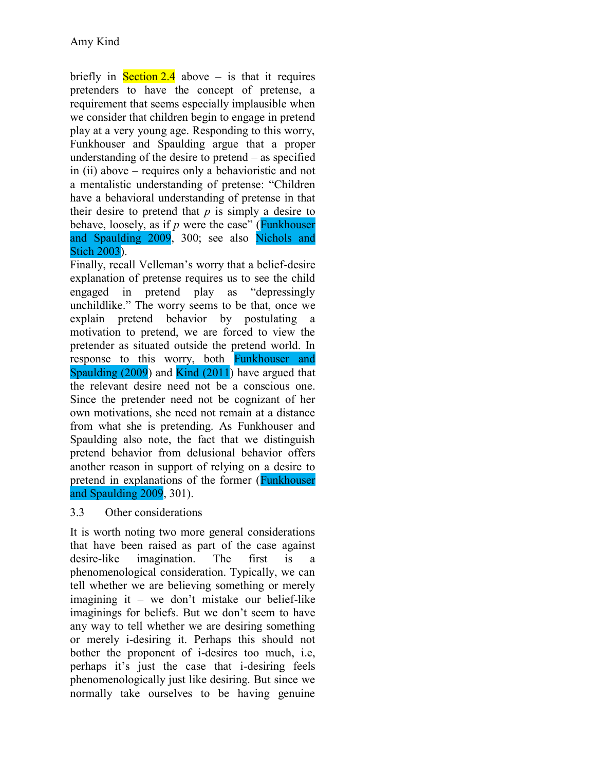briefly in Section 2.4 above – is that it requires pretenders to have the concept of pretense, a requirement that seems especially implausible when we consider that children begin to engage in pretend play at a very young age. Responding to this worry, Funkhouser and Spaulding argue that a proper understanding of the desire to pretend – as specified in (ii) above – requires only a behavioristic and not a mentalistic understanding of pretense: "Children have a behavioral understanding of pretense in that their desire to pretend that *p* is simply a desire to behave, loosely, as if *p* were the case" (Funkhouser and Spaulding 2009, 300; see also Nichols and Stich 2003).

Finally, recall Velleman's worry that a belief-desire explanation of pretense requires us to see the child engaged in pretend play as "depressingly unchildlike." The worry seems to be that, once we explain pretend behavior by postulating a motivation to pretend, we are forced to view the pretender as situated outside the pretend world. In response to this worry, both Funkhouser and Spaulding (2009) and Kind (2011) have argued that the relevant desire need not be a conscious one. Since the pretender need not be cognizant of her own motivations, she need not remain at a distance from what she is pretending. As Funkhouser and Spaulding also note, the fact that we distinguish pretend behavior from delusional behavior offers another reason in support of relying on a desire to pretend in explanations of the former (Funkhouser and Spaulding 2009, 301).

### 3.3 Other considerations

It is worth noting two more general considerations that have been raised as part of the case against desire-like imagination. The first is a phenomenological consideration. Typically, we can tell whether we are believing something or merely imagining it – we don't mistake our belief-like imaginings for beliefs. But we don't seem to have any way to tell whether we are desiring something or merely i-desiring it. Perhaps this should not bother the proponent of i-desires too much, i.e, perhaps it's just the case that i-desiring feels phenomenologically just like desiring. But since we normally take ourselves to be having genuine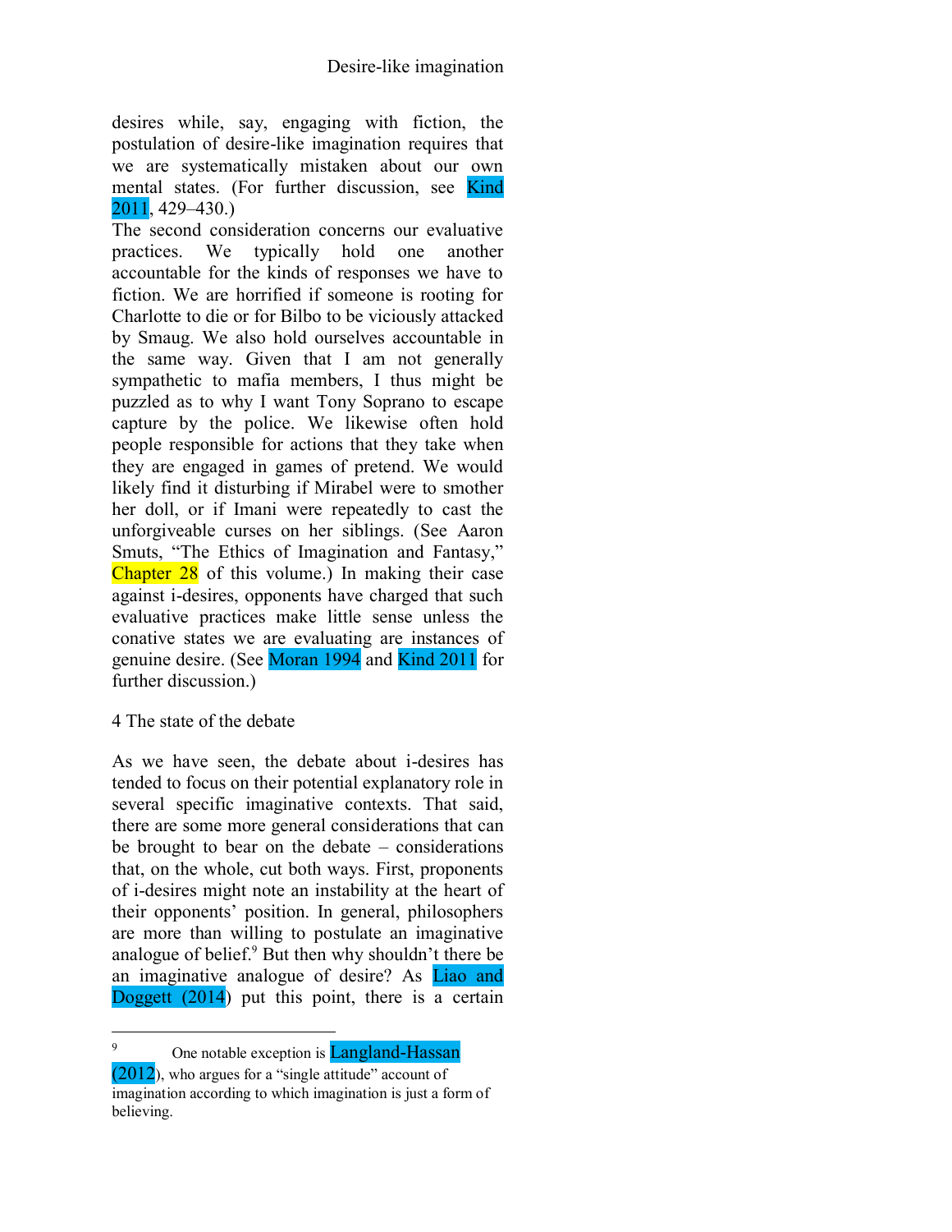desires while, say, engaging with fiction, the postulation of desire-like imagination requires that we are systematically mistaken about our own mental states. (For further discussion, see Kind 2011, 429–430.)

The second consideration concerns our evaluative practices. We typically hold one another accountable for the kinds of responses we have to fiction. We are horrified if someone is rooting for Charlotte to die or for Bilbo to be viciously attacked by Smaug. We also hold ourselves accountable in the same way. Given that I am not generally sympathetic to mafia members, I thus might be puzzled as to why I want Tony Soprano to escape capture by the police. We likewise often hold people responsible for actions that they take when they are engaged in games of pretend. We would likely find it disturbing if Mirabel were to smother her doll, or if Imani were repeatedly to cast the unforgiveable curses on her siblings. (See Aaron Smuts, "The Ethics of Imagination and Fantasy," Chapter 28 of this volume.) In making their case against i-desires, opponents have charged that such evaluative practices make little sense unless the conative states we are evaluating are instances of genuine desire. (See Moran 1994 and Kind 2011 for further discussion.)

## 4 The state of the debate

As we have seen, the debate about i-desires has tended to focus on their potential explanatory role in several specific imaginative contexts. That said, there are some more general considerations that can be brought to bear on the debate – considerations that, on the whole, cut both ways. First, proponents of i-desires might note an instability at the heart of their opponents' position. In general, philosophers are more than willing to postulate an imaginative analogue of belief.[9] But then why shouldn't there be an imaginative analogue of desire? As Liao and Doggett (2014) put this point, there is a certain

---

[9] One notable exception is Langland-Hassan (2012), who argues for a "single attitude" account of imagination according to which imagination is just a form of believing.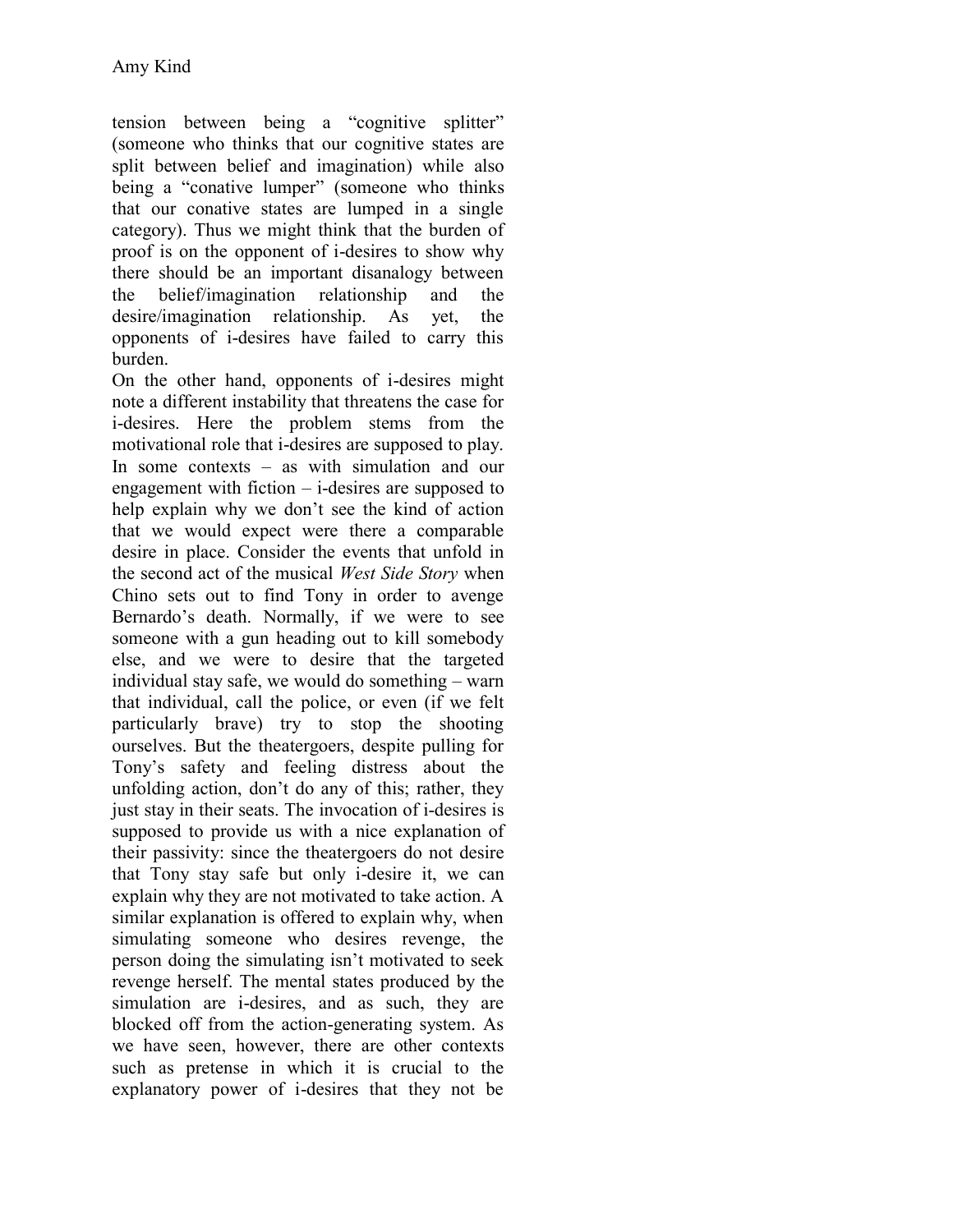tension between being a "cognitive splitter" (someone who thinks that our cognitive states are split between belief and imagination) while also being a "conative lumper" (someone who thinks that our conative states are lumped in a single category). Thus we might think that the burden of proof is on the opponent of i-desires to show why there should be an important disanalogy between the belief/imagination relationship and the desire/imagination relationship. As yet, the opponents of i-desires have failed to carry this burden.

On the other hand, opponents of i-desires might note a different instability that threatens the case for i-desires. Here the problem stems from the motivational role that i-desires are supposed to play. In some contexts – as with simulation and our engagement with fiction – i-desires are supposed to help explain why we don't see the kind of action that we would expect were there a comparable desire in place. Consider the events that unfold in the second act of the musical *West Side Story* when Chino sets out to find Tony in order to avenge Bernardo's death. Normally, if we were to see someone with a gun heading out to kill somebody else, and we were to desire that the targeted individual stay safe, we would do something – warn that individual, call the police, or even (if we felt particularly brave) try to stop the shooting ourselves. But the theatergoers, despite pulling for Tony's safety and feeling distress about the unfolding action, don't do any of this; rather, they just stay in their seats. The invocation of i-desires is supposed to provide us with a nice explanation of their passivity: since the theatergoers do not desire that Tony stay safe but only i-desire it, we can explain why they are not motivated to take action. A similar explanation is offered to explain why, when simulating someone who desires revenge, the person doing the simulating isn't motivated to seek revenge herself. The mental states produced by the simulation are i-desires, and as such, they are blocked off from the action-generating system. As we have seen, however, there are other contexts such as pretense in which it is crucial to the explanatory power of i-desires that they not be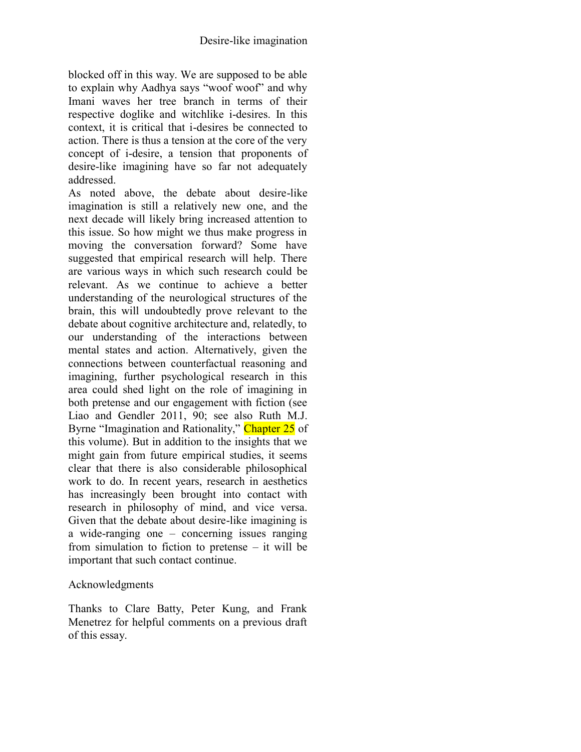blocked off in this way. We are supposed to be able to explain why Aadhya says "woof woof" and why Imani waves her tree branch in terms of their respective doglike and witchlike i-desires. In this context, it is critical that i-desires be connected to action. There is thus a tension at the core of the very concept of i-desire, a tension that proponents of desire-like imagining have so far not adequately addressed.

As noted above, the debate about desire-like imagination is still a relatively new one, and the next decade will likely bring increased attention to this issue. So how might we thus make progress in moving the conversation forward? Some have suggested that empirical research will help. There are various ways in which such research could be relevant. As we continue to achieve a better understanding of the neurological structures of the brain, this will undoubtedly prove relevant to the debate about cognitive architecture and, relatedly, to our understanding of the interactions between mental states and action. Alternatively, given the connections between counterfactual reasoning and imagining, further psychological research in this area could shed light on the role of imagining in both pretense and our engagement with fiction (see Liao and Gendler 2011, 90; see also Ruth M.J. Byrne "Imagination and Rationality," Chapter 25 of this volume). But in addition to the insights that we might gain from future empirical studies, it seems clear that there is also considerable philosophical work to do. In recent years, research in aesthetics has increasingly been brought into contact with research in philosophy of mind, and vice versa. Given that the debate about desire-like imagining is a wide-ranging one – concerning issues ranging from simulation to fiction to pretense – it will be important that such contact continue.

## Acknowledgments

Thanks to Clare Batty, Peter Kung, and Frank Menetrez for helpful comments on a previous draft of this essay.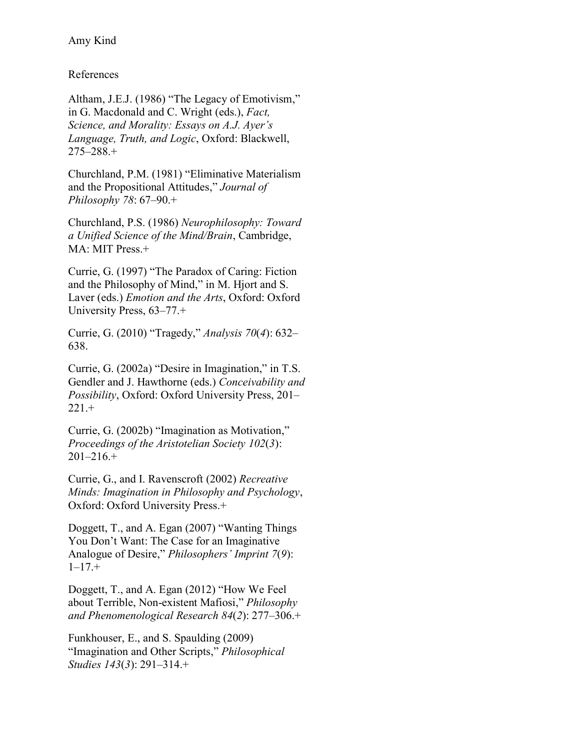References

Altham, J.E.J. (1986) "The Legacy of Emotivism," in G. Macdonald and C. Wright (eds.), *Fact, Science, and Morality: Essays on A.J. Ayer's Language, Truth, and Logic*, Oxford: Blackwell, 275–288.+

Churchland, P.M. (1981) "Eliminative Materialism and the Propositional Attitudes," *Journal of Philosophy 78*: 67–90.+

Churchland, P.S. (1986) *Neurophilosophy: Toward a Unified Science of the Mind/Brain*, Cambridge, MA: MIT Press.+

Currie, G. (1997) "The Paradox of Caring: Fiction and the Philosophy of Mind," in M. Hjort and S. Laver (eds.) *Emotion and the Arts*, Oxford: Oxford University Press, 63–77.+

Currie, G. (2010) "Tragedy," *Analysis 70*(*4*): 632–638.

Currie, G. (2002a) "Desire in Imagination," in T.S. Gendler and J. Hawthorne (eds.) *Conceivability and Possibility*, Oxford: Oxford University Press, 201–221.+

Currie, G. (2002b) "Imagination as Motivation," *Proceedings of the Aristotelian Society 102*(*3*): 201–216.+

Currie, G., and I. Ravenscroft (2002) *Recreative Minds: Imagination in Philosophy and Psychology*, Oxford: Oxford University Press.+

Doggett, T., and A. Egan (2007) "Wanting Things You Don't Want: The Case for an Imaginative Analogue of Desire," *Philosophers' Imprint 7*(*9*): 1–17.+

Doggett, T., and A. Egan (2012) "How We Feel about Terrible, Non-existent Mafiosi," *Philosophy and Phenomenological Research 84*(*2*): 277–306.+

Funkhouser, E., and S. Spaulding (2009) "Imagination and Other Scripts," *Philosophical Studies 143*(*3*): 291–314.+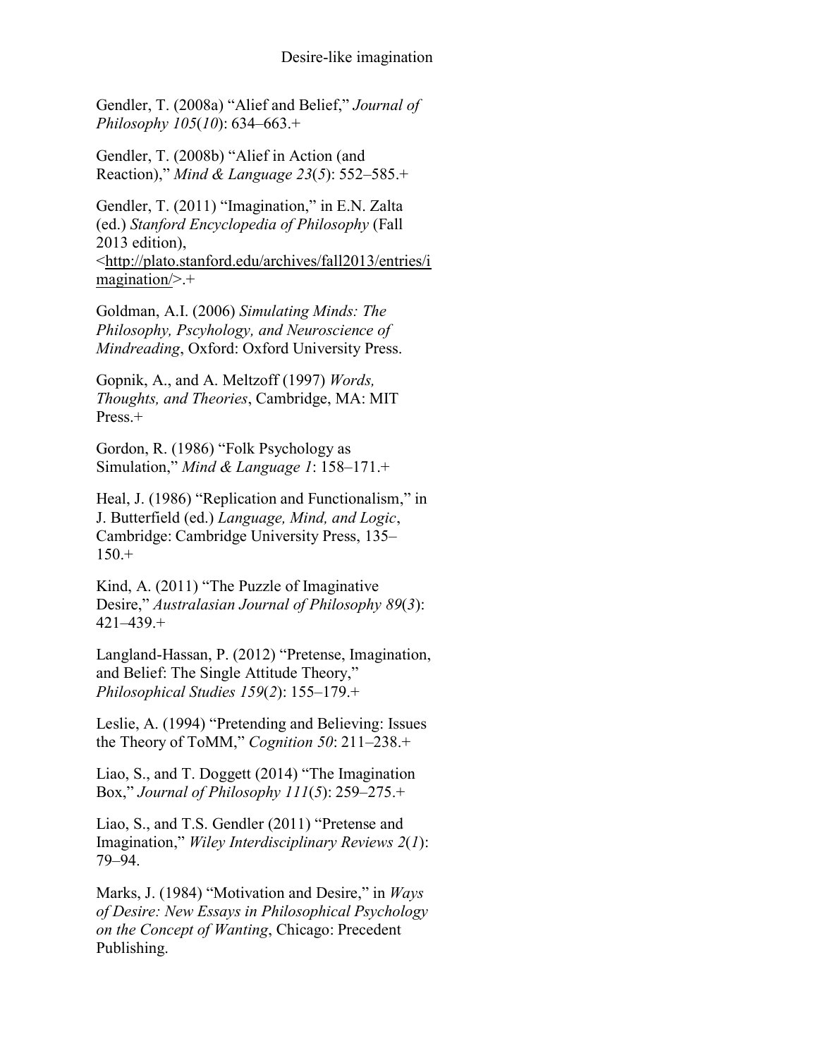Gendler, T. (2008a) "Alief and Belief," *Journal of Philosophy 105*(*10*): 634–663.+

Gendler, T. (2008b) "Alief in Action (and Reaction)," *Mind & Language 23*(*5*): 552–585.+

Gendler, T. (2011) "Imagination," in E.N. Zalta (ed.) *Stanford Encyclopedia of Philosophy* (Fall 2013 edition), <http://plato.stanford.edu/archives/fall2013/entries/imagination/>.+

Goldman, A.I. (2006) *Simulating Minds: The Philosophy, Pscyhology, and Neuroscience of Mindreading*, Oxford: Oxford University Press.

Gopnik, A., and A. Meltzoff (1997) *Words, Thoughts, and Theories*, Cambridge, MA: MIT Press.+

Gordon, R. (1986) "Folk Psychology as Simulation," *Mind & Language 1*: 158–171.+

Heal, J. (1986) "Replication and Functionalism," in J. Butterfield (ed.) *Language, Mind, and Logic*, Cambridge: Cambridge University Press, 135–150.+

Kind, A. (2011) "The Puzzle of Imaginative Desire," *Australasian Journal of Philosophy 89*(*3*): 421–439.+

Langland-Hassan, P. (2012) "Pretense, Imagination, and Belief: The Single Attitude Theory," *Philosophical Studies 159*(*2*): 155–179.+

Leslie, A. (1994) "Pretending and Believing: Issues the Theory of ToMM," *Cognition 50*: 211–238.+

Liao, S., and T. Doggett (2014) "The Imagination Box," *Journal of Philosophy 111*(*5*): 259–275.+

Liao, S., and T.S. Gendler (2011) "Pretense and Imagination," *Wiley Interdisciplinary Reviews 2*(*1*): 79–94.

Marks, J. (1984) "Motivation and Desire," in *Ways of Desire: New Essays in Philosophical Psychology on the Concept of Wanting*, Chicago: Precedent Publishing.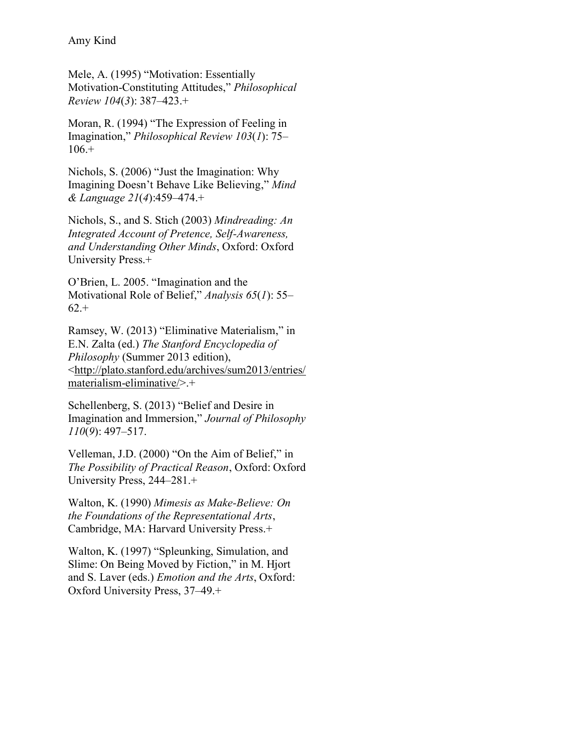Mele, A. (1995) "Motivation: Essentially Motivation-Constituting Attitudes," *Philosophical Review 104*(*3*): 387–423.+

Moran, R. (1994) "The Expression of Feeling in Imagination," *Philosophical Review 103*(*1*): 75–106.+

Nichols, S. (2006) "Just the Imagination: Why Imagining Doesn't Behave Like Believing," *Mind & Language 21*(*4*):459–474.+

Nichols, S., and S. Stich (2003) *Mindreading: An Integrated Account of Pretence, Self-Awareness, and Understanding Other Minds*, Oxford: Oxford University Press.+

O'Brien, L. 2005. "Imagination and the Motivational Role of Belief," *Analysis 65*(*1*): 55–62.+

Ramsey, W. (2013) "Eliminative Materialism," in E.N. Zalta (ed.) *The Stanford Encyclopedia of Philosophy* (Summer 2013 edition), <http://plato.stanford.edu/archives/sum2013/entries/materialism-eliminative/>.+

Schellenberg, S. (2013) "Belief and Desire in Imagination and Immersion," *Journal of Philosophy 110*(*9*): 497–517.

Velleman, J.D. (2000) "On the Aim of Belief," in *The Possibility of Practical Reason*, Oxford: Oxford University Press, 244–281.+

Walton, K. (1990) *Mimesis as Make-Believe: On the Foundations of the Representational Arts*, Cambridge, MA: Harvard University Press.+

Walton, K. (1997) "Spleunking, Simulation, and Slime: On Being Moved by Fiction," in M. Hjort and S. Laver (eds.) *Emotion and the Arts*, Oxford: Oxford University Press, 37–49.+